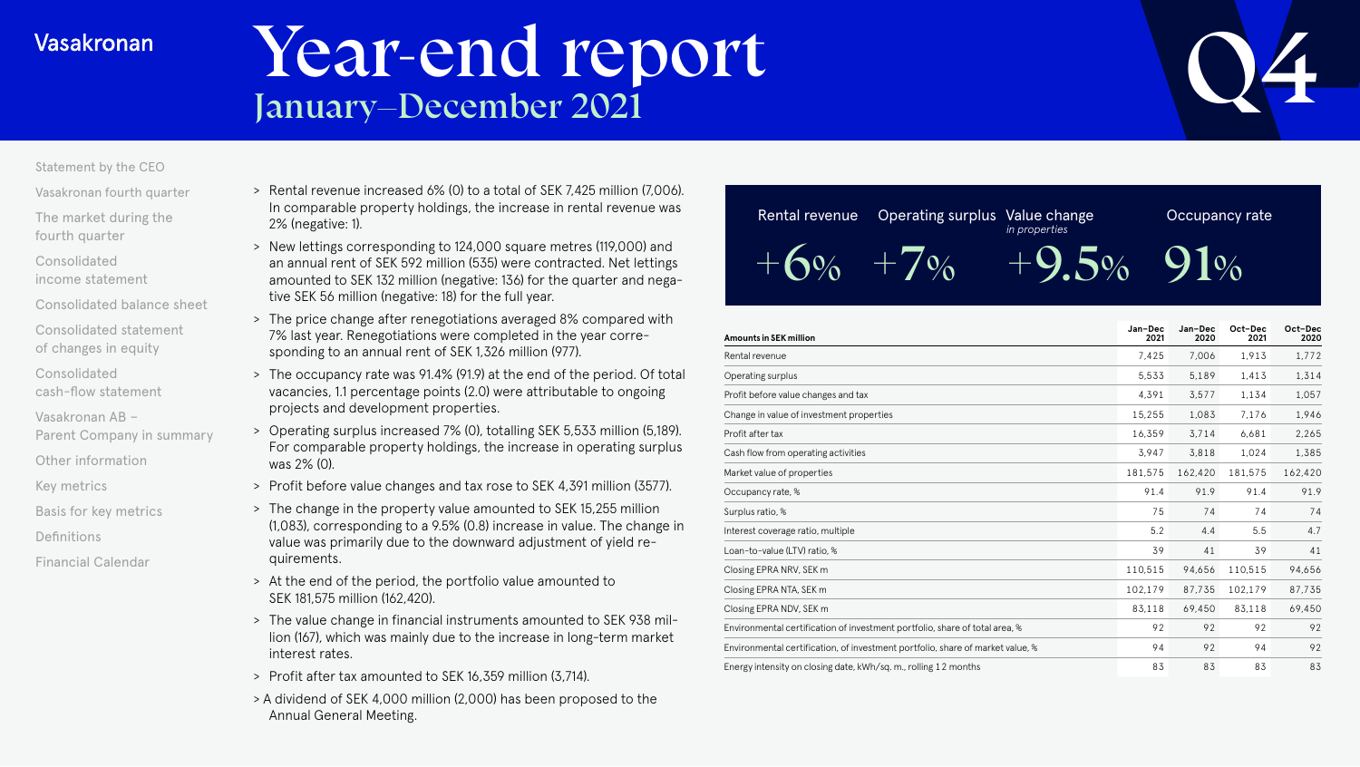Vasakronan

# Year-end report
## January–December 2021

Q4

- Statement by the CEO
- Vasakronan fourth quarter
- The market during the fourth quarter
- Consolidated income statement
- Consolidated balance sheet
- Consolidated statement of changes in equity
- Consolidated cash-flow statement
- Vasakronan AB – Parent Company in summary
- Other information
- Key metrics
- Basis for key metrics
- Definitions
- Financial Calendar

> Rental revenue increased 6% (0) to a total of SEK 7,425 million (7,006). In comparable property holdings, the increase in rental revenue was 2% (negative: 1).

> New lettings corresponding to 124,000 square metres (119,000) and an annual rent of SEK 592 million (535) were contracted. Net lettings amounted to SEK 132 million (negative: 136) for the quarter and negative SEK 56 million (negative: 18) for the full year.

> The price change after renegotiations averaged 8% compared with 7% last year. Renegotiations were completed in the year corresponding to an annual rent of SEK 1,326 million (977).

> The occupancy rate was 91.4% (91.9) at the end of the period. Of total vacancies, 1.1 percentage points (2.0) were attributable to ongoing projects and development properties.

> Operating surplus increased 7% (0), totalling SEK 5,533 million (5,189). For comparable property holdings, the increase in operating surplus was 2% (0).

> Profit before value changes and tax rose to SEK 4,391 million (3577).

> The change in the property value amounted to SEK 15,255 million (1,083), corresponding to a 9.5% (0.8) increase in value. The change in value was primarily due to the downward adjustment of yield requirements.

> At the end of the period, the portfolio value amounted to SEK 181,575 million (162,420).

> The value change in financial instruments amounted to SEK 938 million (167), which was mainly due to the increase in long-term market interest rates.

> Profit after tax amounted to SEK 16,359 million (3,714).

> A dividend of SEK 4,000 million (2,000) has been proposed to the Annual General Meeting.

| Rental revenue | Operating surplus | Value change *in properties* | Occupancy rate |
|---|---|---|---|
| +6% | +7% | +9.5% | 91% |

| Amounts in SEK million | Jan–Dec 2021 | Jan–Dec 2020 | Oct–Dec 2021 | Oct–Dec 2020 |
|---|---|---|---|---|
| Rental revenue | 7,425 | 7,006 | 1,913 | 1,772 |
| Operating surplus | 5,533 | 5,189 | 1,413 | 1,314 |
| Profit before value changes and tax | 4,391 | 3,577 | 1,134 | 1,057 |
| Change in value of investment properties | 15,255 | 1,083 | 7,176 | 1,946 |
| Profit after tax | 16,359 | 3,714 | 6,681 | 2,265 |
| Cash flow from operating activities | 3,947 | 3,818 | 1,024 | 1,385 |
| Market value of properties | 181,575 | 162,420 | 181,575 | 162,420 |
| Occupancy rate, % | 91.4 | 91.9 | 91.4 | 91.9 |
| Surplus ratio, % | 75 | 74 | 74 | 74 |
| Interest coverage ratio, multiple | 5.2 | 4.4 | 5.5 | 4.7 |
| Loan-to-value (LTV) ratio, % | 39 | 41 | 39 | 41 |
| Closing EPRA NRV, SEK m | 110,515 | 94,656 | 110,515 | 94,656 |
| Closing EPRA NTA, SEK m | 102,179 | 87,735 | 102,179 | 87,735 |
| Closing EPRA NDV, SEK m | 83,118 | 69,450 | 83,118 | 69,450 |
| Environmental certification of investment portfolio, share of total area, % | 92 | 92 | 92 | 92 |
| Environmental certification, of investment portfolio, share of market value, % | 94 | 92 | 94 | 92 |
| Energy intensity on closing date, kWh/sq. m., rolling 12 months | 83 | 83 | 83 | 83 |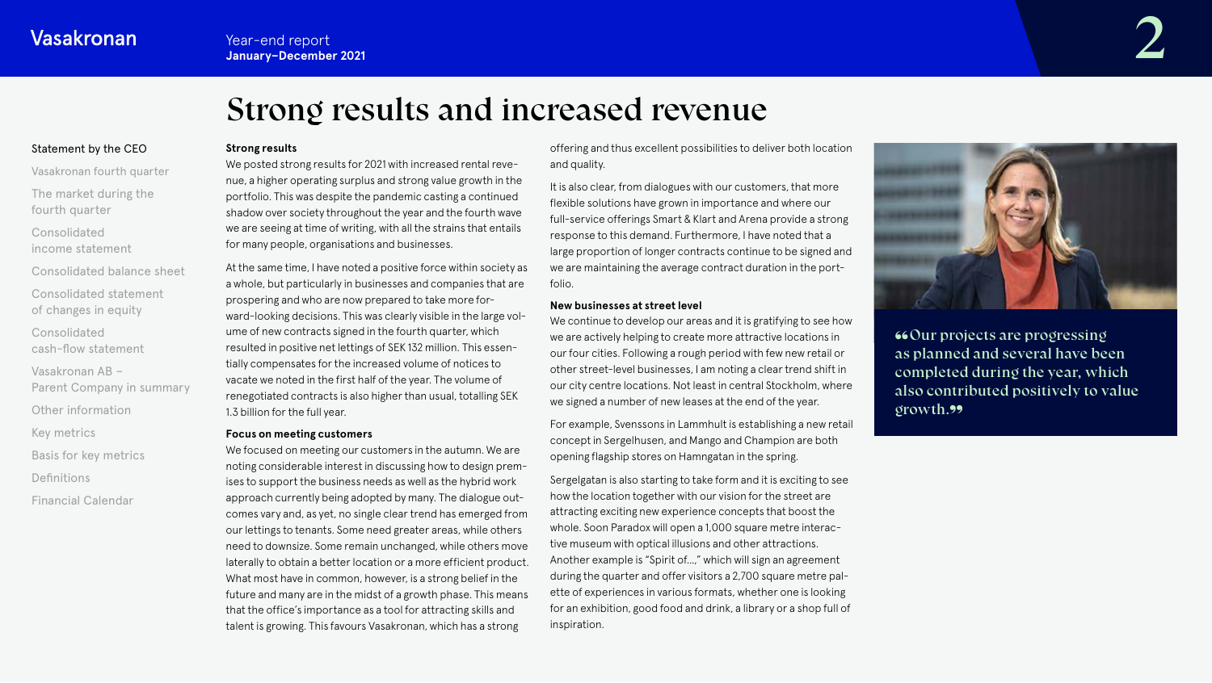# Strong results and increased revenue

### Strong results

We posted strong results for 2021 with increased rental revenue, a higher operating surplus and strong value growth in the portfolio. This was despite the pandemic casting a continued shadow over society throughout the year and the fourth wave we are seeing at time of writing, with all the strains that entails for many people, organisations and businesses.

At the same time, I have noted a positive force within society as a whole, but particularly in businesses and companies that are prospering and who are now prepared to take more forward-looking decisions. This was clearly visible in the large volume of new contracts signed in the fourth quarter, which resulted in positive net lettings of SEK 132 million. This essentially compensates for the increased volume of notices to vacate we noted in the first half of the year. The volume of renegotiated contracts is also higher than usual, totalling SEK 1.3 billion for the full year.

### Focus on meeting customers

We focused on meeting our customers in the autumn. We are noting considerable interest in discussing how to design premises to support the business needs as well as the hybrid work approach currently being adopted by many. The dialogue outcomes vary and, as yet, no single clear trend has emerged from our lettings to tenants. Some need greater areas, while others need to downsize. Some remain unchanged, while others move laterally to obtain a better location or a more efficient product. What most have in common, however, is a strong belief in the future and many are in the midst of a growth phase. This means that the office's importance as a tool for attracting skills and talent is growing. This favours Vasakronan, which has a strong offering and thus excellent possibilities to deliver both location and quality.

It is also clear, from dialogues with our customers, that more flexible solutions have grown in importance and where our full-service offerings Smart & Klart and Arena provide a strong response to this demand. Furthermore, I have noted that a large proportion of longer contracts continue to be signed and we are maintaining the average contract duration in the portfolio.

### New businesses at street level

We continue to develop our areas and it is gratifying to see how we are actively helping to create more attractive locations in our four cities. Following a rough period with few new retail or other street-level businesses, I am noting a clear trend shift in our city centre locations. Not least in central Stockholm, where we signed a number of new leases at the end of the year.

For example, Svenssons in Lammhult is establishing a new retail concept in Sergelhusen, and Mango and Champion are both opening flagship stores on Hamngatan in the spring.

Sergelgatan is also starting to take form and it is exciting to see how the location together with our vision for the street are attracting exciting new experience concepts that boost the whole. Soon Paradox will open a 1,000 square metre interactive museum with optical illusions and other attractions. Another example is "Spirit of…," which will sign an agreement during the quarter and offer visitors a 2,700 square metre palette of experiences in various formats, whether one is looking for an exhibition, good food and drink, a library or a shop full of inspiration.

> "Our projects are progressing as planned and several have been completed during the year, which also contributed positively to value growth."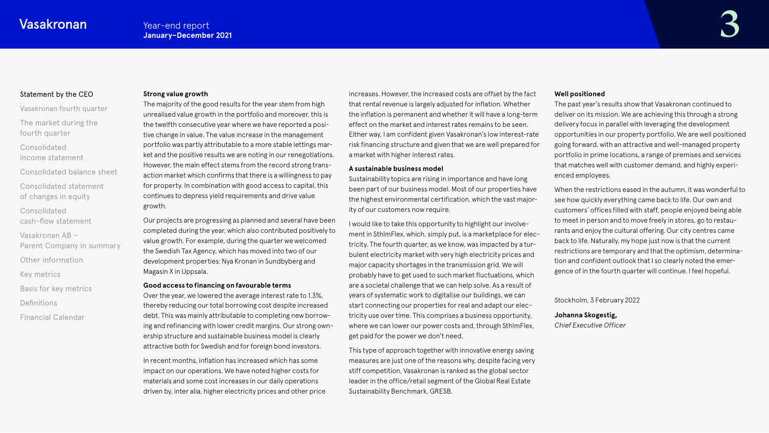## Statement by the CEO

**Strong value growth**

The majority of the good results for the year stem from high unrealised value growth in the portfolio and moreover, this is the twelfth consecutive year where we have reported a positive change in value. The value increase in the management portfolio was partly attributable to a more stable lettings market and the positive results we are noting in our renegotiations. However, the main effect stems from the record strong transaction market which confirms that there is a willingness to pay for property. In combination with good access to capital, this continues to depress yield requirements and drive value growth.

Our projects are progressing as planned and several have been completed during the year, which also contributed positively to value growth. For example, during the quarter we welcomed the Swedish Tax Agency, which has moved into two of our development properties: Nya Kronan in Sundbyberg and Magasin X in Uppsala.

**Good access to financing on favourable terms**

Over the year, we lowered the average interest rate to 1.3%, thereby reducing our total borrowing cost despite increased debt. This was mainly attributable to completing new borrowing and refinancing with lower credit margins. Our strong ownership structure and sustainable business model is clearly attractive both for Swedish and for foreign bond investors.

In recent months, inflation has increased which has some impact on our operations. We have noted higher costs for materials and some cost increases in our daily operations driven by, inter alia, higher electricity prices and other price increases. However, the increased costs are offset by the fact that rental revenue is largely adjusted for inflation. Whether the inflation is permanent and whether it will have a long-term effect on the market and interest rates remains to be seen. Either way, I am confident given Vasakronan's low interest-rate risk financing structure and given that we are well prepared for a market with higher interest rates.

**A sustainable business model**

Sustainability topics are rising in importance and have long been part of our business model. Most of our properties have the highest environmental certification, which the vast majority of our customers now require.

I would like to take this opportunity to highlight our involvement in SthlmFlex, which, simply put, is a marketplace for electricity. The fourth quarter, as we know, was impacted by a turbulent electricity market with very high electricity prices and major capacity shortages in the transmission grid. We will probably have to get used to such market fluctuations, which are a societal challenge that we can help solve. As a result of years of systematic work to digitalise our buildings, we can start connecting our properties for real and adapt our electricity use over time. This comprises a business opportunity, where we can lower our power costs and, through SthlmFlex, get paid for the power we don't need.

This type of approach together with innovative energy saving measures are just one of the reasons why, despite facing very stiff competition, Vasakronan is ranked as the global sector leader in the office/retail segment of the Global Real Estate Sustainability Benchmark, GRESB.

**Well positioned**

The past year's results show that Vasakronan continued to deliver on its mission. We are achieving this through a strong delivery focus in parallel with leveraging the development opportunities in our property portfolio. We are well positioned going forward, with an attractive and well-managed property portfolio in prime locations, a range of premises and services that matches well with customer demand, and highly experienced employees.

When the restrictions eased in the autumn, it was wonderful to see how quickly everything came back to life. Our own and customers' offices filled with staff, people enjoyed being able to meet in person and to move freely in stores, go to restaurants and enjoy the cultural offering. Our city centres came back to life. Naturally, my hope just now is that the current restrictions are temporary and that the optimism, determination and confident outlook that I so clearly noted the emergence of in the fourth quarter will continue. I feel hopeful.

Stockholm, 3 February 2022

**Johanna Skogestig,**
*Chief Executive Officer*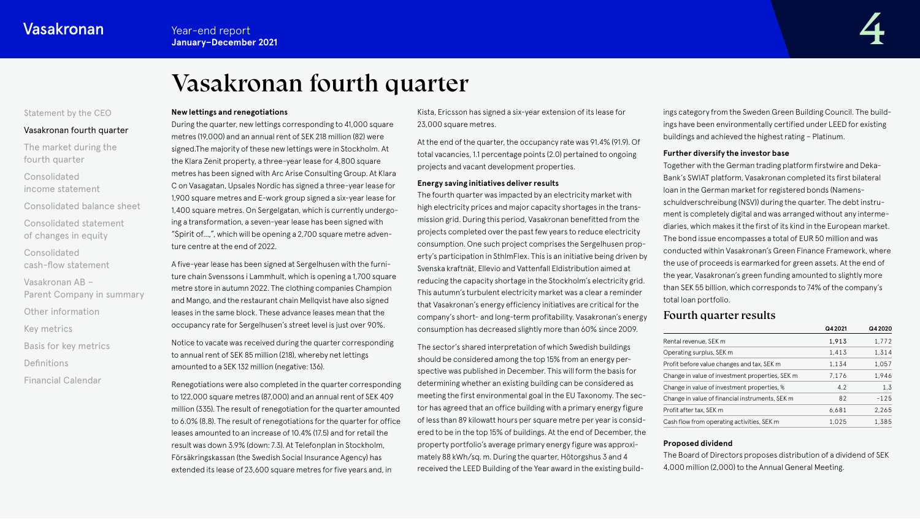# Vasakronan fourth quarter

### New lettings and renegotiations

During the quarter, new lettings corresponding to 41,000 square metres (19,000) and an annual rent of SEK 218 million (82) were signed.The majority of these new lettings were in Stockholm. At the Klara Zenit property, a three-year lease for 4,800 square metres has been signed with Arc Arise Consulting Group. At Klara C on Vasagatan, Upsales Nordic has signed a three-year lease for 1,900 square metres and E-work group signed a six-year lease for 1,400 square metres. On Sergelgatan, which is currently undergoing a transformation, a seven-year lease has been signed with "Spirit of…", which will be opening a 2,700 square metre adventure centre at the end of 2022.

A five-year lease has been signed at Sergelhusen with the furniture chain Svenssons i Lammhult, which is opening a 1,700 square metre store in autumn 2022. The clothing companies Champion and Mango, and the restaurant chain Mellqvist have also signed leases in the same block. These advance leases mean that the occupancy rate for Sergelhusen's street level is just over 90%.

Notice to vacate was received during the quarter corresponding to annual rent of SEK 85 million (218), whereby net lettings amounted to a SEK 132 million (negative: 136).

Renegotiations were also completed in the quarter corresponding to 122,000 square metres (87,000) and an annual rent of SEK 409 million (335). The result of renegotiation for the quarter amounted to 6.0% (8.8). The result of renegotiations for the quarter for office leases amounted to an increase of 10.4% (17.5) and for retail the result was down 3.9% (down: 7.3). At Telefonplan in Stockholm, Försäkringskassan (the Swedish Social Insurance Agency) has extended its lease of 23,600 square metres for five years and, in Kista, Ericsson has signed a six-year extension of its lease for 23,000 square metres.

At the end of the quarter, the occupancy rate was 91.4% (91.9). Of total vacancies, 1.1 percentage points (2.0) pertained to ongoing projects and vacant development properties.

### Energy saving initiatives deliver results

The fourth quarter was impacted by an electricity market with high electricity prices and major capacity shortages in the transmission grid. During this period, Vasakronan benefitted from the projects completed over the past few years to reduce electricity consumption. One such project comprises the Sergelhusen property's participation in SthlmFlex. This is an initiative being driven by Svenska kraftnät, Ellevio and Vattenfall Eldistribution aimed at reducing the capacity shortage in the Stockholm's electricity grid. This autumn's turbulent electricity market was a clear a reminder that Vasakronan's energy efficiency initiatives are critical for the company's short- and long-term profitability. Vasakronan's energy consumption has decreased slightly more than 60% since 2009.

The sector's shared interpretation of which Swedish buildings should be considered among the top 15% from an energy perspective was published in December. This will form the basis for determining whether an existing building can be considered as meeting the first environmental goal in the EU Taxonomy. The sector has agreed that an office building with a primary energy figure of less than 89 kilowatt hours per square metre per year is considered to be in the top 15% of buildings. At the end of December, the property portfolio's average primary energy figure was approximately 88 kWh/sq. m. During the quarter, Hötorgshus 3 and 4 received the LEED Building of the Year award in the existing buildings category from the Sweden Green Building Council. The buildings have been environmentally certified under LEED for existing buildings and achieved the highest rating – Platinum.

### Further diversify the investor base

Together with the German trading platform firstwire and Deka-Bank's SWIAT platform, Vasakronan completed its first bilateral loan in the German market for registered bonds (Namensschuldverschreibung (NSV)) during the quarter. The debt instrument is completely digital and was arranged without any intermediaries, which makes it the first of its kind in the European market. The bond issue encompasses a total of EUR 50 million and was conducted within Vasakronan's Green Finance Framework, where the use of proceeds is earmarked for green assets. At the end of the year, Vasakronan's green funding amounted to slightly more than SEK 55 billion, which corresponds to 74% of the company's total loan portfolio.

## Fourth quarter results

| | Q4 2021 | Q4 2020 |
|---|---|---|
| Rental revenue, SEK m | 1,913 | 1,772 |
| Operating surplus, SEK m | 1,413 | 1,314 |
| Profit before value changes and tax, SEK m | 1,134 | 1,057 |
| Change in value of investment properties, SEK m | 7,176 | 1,946 |
| Change in value of investment properties, % | 4.2 | 1.3 |
| Change in value of financial instruments, SEK m | 82 | -125 |
| Profit after tax, SEK m | 6,681 | 2,265 |
| Cash flow from operating activities, SEK m | 1,025 | 1,385 |

### Proposed dividend

The Board of Directors proposes distribution of a dividend of SEK 4,000 million (2,000) to the Annual General Meeting.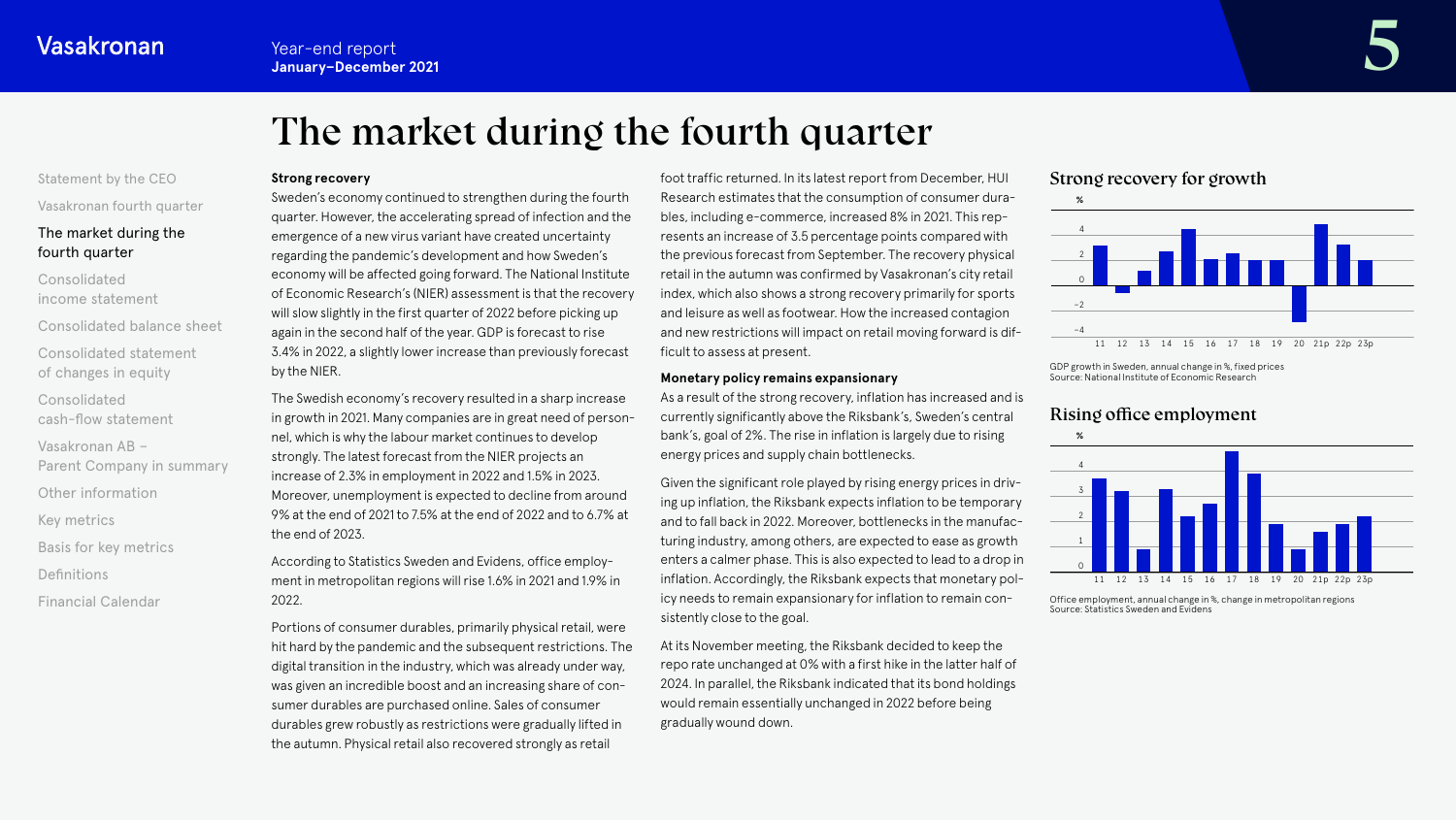# The market during the fourth quarter

**Strong recovery**

Sweden's economy continued to strengthen during the fourth quarter. However, the accelerating spread of infection and the emergence of a new virus variant have created uncertainty regarding the pandemic's development and how Sweden's economy will be affected going forward. The National Institute of Economic Research's (NIER) assessment is that the recovery will slow slightly in the first quarter of 2022 before picking up again in the second half of the year. GDP is forecast to rise 3.4% in 2022, a slightly lower increase than previously forecast by the NIER.

The Swedish economy's recovery resulted in a sharp increase in growth in 2021. Many companies are in great need of personnel, which is why the labour market continues to develop strongly. The latest forecast from the NIER projects an increase of 2.3% in employment in 2022 and 1.5% in 2023. Moreover, unemployment is expected to decline from around 9% at the end of 2021 to 7.5% at the end of 2022 and to 6.7% at the end of 2023.

According to Statistics Sweden and Evidens, office employment in metropolitan regions will rise 1.6% in 2021 and 1.9% in 2022.

Portions of consumer durables, primarily physical retail, were hit hard by the pandemic and the subsequent restrictions. The digital transition in the industry, which was already under way, was given an incredible boost and an increasing share of consumer durables are purchased online. Sales of consumer durables grew robustly as restrictions were gradually lifted in the autumn. Physical retail also recovered strongly as retail foot traffic returned. In its latest report from December, HUI Research estimates that the consumption of consumer durables, including e-commerce, increased 8% in 2021. This represents an increase of 3.5 percentage points compared with the previous forecast from September. The recovery physical retail in the autumn was confirmed by Vasakronan's city retail index, which also shows a strong recovery primarily for sports and leisure as well as footwear. How the increased contagion and new restrictions will impact on retail moving forward is difficult to assess at present.

**Monetary policy remains expansionary**

As a result of the strong recovery, inflation has increased and is currently significantly above the Riksbank's, Sweden's central bank's, goal of 2%. The rise in inflation is largely due to rising energy prices and supply chain bottlenecks.

Given the significant role played by rising energy prices in driving up inflation, the Riksbank expects inflation to be temporary and to fall back in 2022. Moreover, bottlenecks in the manufacturing industry, among others, are expected to ease as growth enters a calmer phase. This is also expected to lead to a drop in inflation. Accordingly, the Riksbank expects that monetary policy needs to remain expansionary for inflation to remain consistently close to the goal.

At its November meeting, the Riksbank decided to keep the repo rate unchanged at 0% with a first hike in the latter half of 2024. In parallel, the Riksbank indicated that its bond holdings would remain essentially unchanged in 2022 before being gradually wound down.

## Strong recovery for growth

GDP growth in Sweden, annual change in %, fixed prices
Source: National Institute of Economic Research

## Rising office employment

Office employment, annual change in %, change in metropolitan regions
Source: Statistics Sweden and Evidens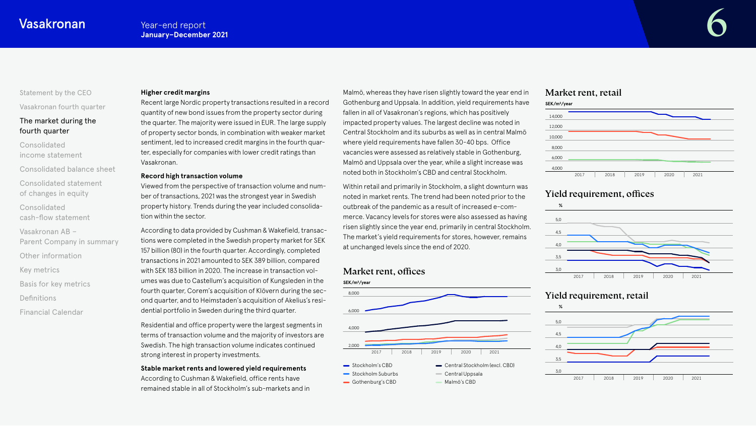### Higher credit margins

Recent large Nordic property transactions resulted in a record quantity of new bond issues from the property sector during the quarter. The majority were issued in EUR. The large supply of property sector bonds, in combination with weaker market sentiment, led to increased credit margins in the fourth quarter, especially for companies with lower credit ratings than Vasakronan.

### Record high transaction volume

Viewed from the perspective of transaction volume and number of transactions, 2021 was the strongest year in Swedish property history. Trends during the year included consolidation within the sector.

According to data provided by Cushman & Wakefield, transactions were completed in the Swedish property market for SEK 157 billion (80) in the fourth quarter. Accordingly, completed transactions in 2021 amounted to SEK 389 billion, compared with SEK 183 billion in 2020. The increase in transaction volumes was due to Castellum's acquisition of Kungsleden in the fourth quarter, Corem's acquisition of Klövern during the second quarter, and to Heimstaden's acquisition of Akelius's residential portfolio in Sweden during the third quarter.

Residential and office property were the largest segments in terms of transaction volume and the majority of investors are Swedish. The high transaction volume indicates continued strong interest in property investments.

### Stable market rents and lowered yield requirements

According to Cushman & Wakefield, office rents have remained stable in all of Stockholm's sub-markets and in Malmö, whereas they have risen slightly toward the year end in Gothenburg and Uppsala. In addition, yield requirements have fallen in all of Vasakronan's regions, which has positively impacted property values. The largest decline was noted in Central Stockholm and its suburbs as well as in central Malmö where yield requirements have fallen 30-40 bps. Office vacancies were assessed as relatively stable in Gothenburg, Malmö and Uppsala over the year, while a slight increase was noted both in Stockholm's CBD and central Stockholm.

Within retail and primarily in Stockholm, a slight downturn was noted in market rents. The trend had been noted prior to the outbreak of the pandemic as a result of increased e-commerce. Vacancy levels for stores were also assessed as having risen slightly since the year end, primarily in central Stockholm. The market's yield requirements for stores, however, remains at unchanged levels since the end of 2020.

### Market rent, offices

SEK/m²/year

Legend: Stockholm's CBD; Central Stockholm (excl. CBD); Stockholm Suburbs; Central Uppsala; Gothenburg's CBD; Malmö's CBD

### Market rent, retail

SEK/m²/year

### Yield requirement, offices

%

### Yield requirement, retail

%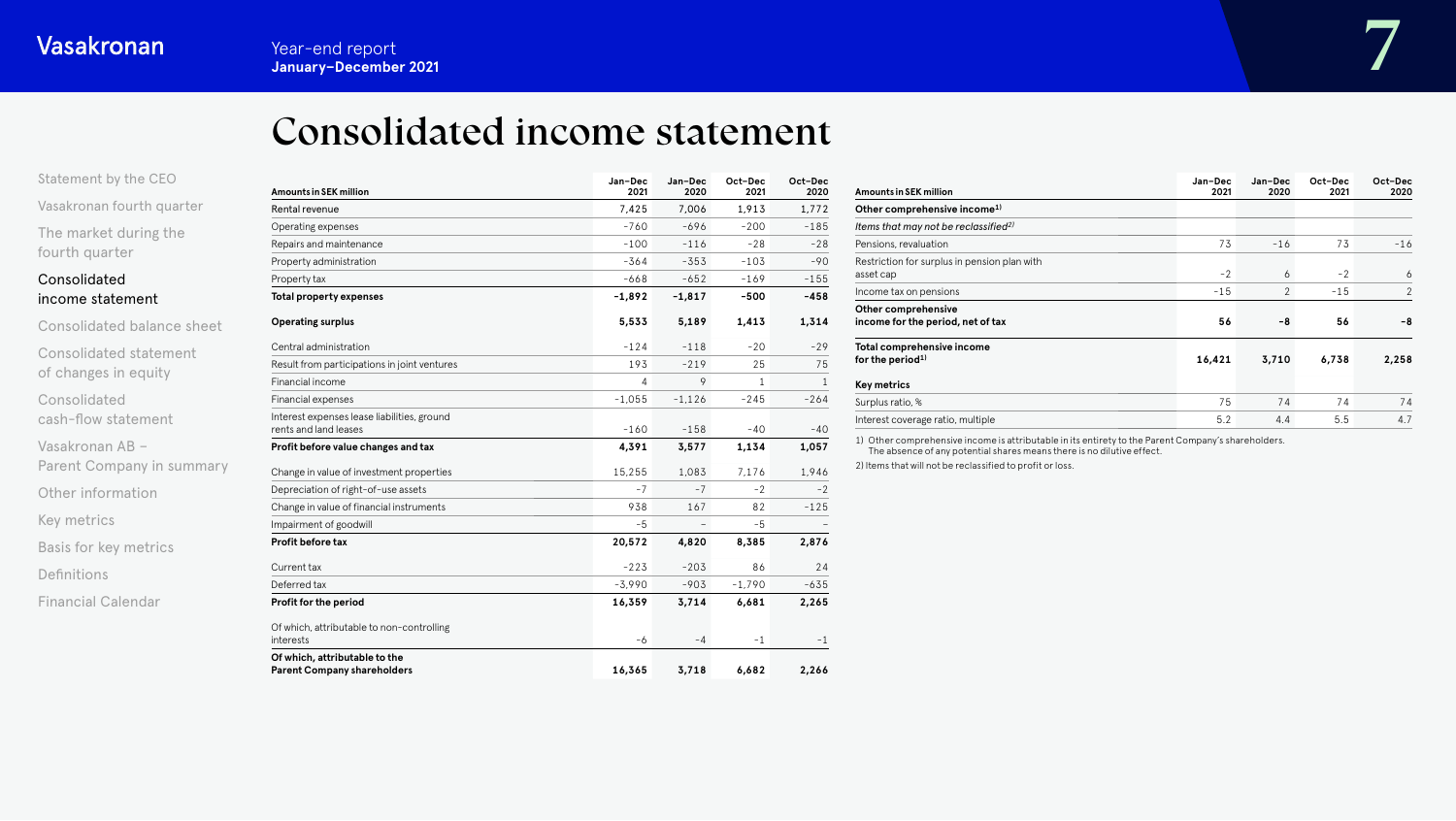# Consolidated income statement

| Amounts in SEK million | Jan–Dec 2021 | Jan–Dec 2020 | Oct–Dec 2021 | Oct–Dec 2020 |
|---|---|---|---|---|
| Rental revenue | 7,425 | 7,006 | 1,913 | 1,772 |
| Operating expenses | -760 | -696 | -200 | -185 |
| Repairs and maintenance | -100 | -116 | -28 | -28 |
| Property administration | -364 | -353 | -103 | -90 |
| Property tax | -668 | -652 | -169 | -155 |
| **Total property expenses** | **-1,892** | **-1,817** | **-500** | **-458** |
| **Operating surplus** | **5,533** | **5,189** | **1,413** | **1,314** |
| Central administration | -124 | -118 | -20 | -29 |
| Result from participations in joint ventures | 193 | -219 | 25 | 75 |
| Financial income | 4 | 9 | 1 | 1 |
| Financial expenses | -1,055 | -1,126 | -245 | -264 |
| Interest expenses lease liabilities, ground rents and land leases | -160 | -158 | -40 | -40 |
| **Profit before value changes and tax** | **4,391** | **3,577** | **1,134** | **1,057** |
| Change in value of investment properties | 15,255 | 1,083 | 7,176 | 1,946 |
| Depreciation of right-of-use assets | -7 | -7 | -2 | -2 |
| Change in value of financial instruments | 938 | 167 | 82 | -125 |
| Impairment of goodwill | -5 | – | -5 | – |
| **Profit before tax** | **20,572** | **4,820** | **8,385** | **2,876** |
| Current tax | -223 | -203 | 86 | 24 |
| Deferred tax | -3,990 | -903 | -1,790 | -635 |
| **Profit for the period** | **16,359** | **3,714** | **6,681** | **2,265** |
| Of which, attributable to non-controlling interests | -6 | -4 | -1 | -1 |
| **Of which, attributable to the Parent Company shareholders** | **16,365** | **3,718** | **6,682** | **2,266** |

| Amounts in SEK million | Jan–Dec 2021 | Jan–Dec 2020 | Oct–Dec 2021 | Oct–Dec 2020 |
|---|---|---|---|---|
| **Other comprehensive income[1]** | | | | |
| *Items that may not be reclassified[2]* | | | | |
| Pensions, revaluation | 73 | -16 | 73 | -16 |
| Restriction for surplus in pension plan with asset cap | -2 | 6 | -2 | 6 |
| Income tax on pensions | -15 | 2 | -15 | 2 |
| **Other comprehensive income for the period, net of tax** | **56** | **-8** | **56** | **-8** |
| **Total comprehensive income for the period[1]** | **16,421** | **3,710** | **6,738** | **2,258** |
| **Key metrics** | | | | |
| Surplus ratio, % | 75 | 74 | 74 | 74 |
| Interest coverage ratio, multiple | 5.2 | 4.4 | 5.5 | 4.7 |

1) Other comprehensive income is attributable in its entirety to the Parent Company's shareholders. The absence of any potential shares means there is no dilutive effect.

2) Items that will not be reclassified to profit or loss.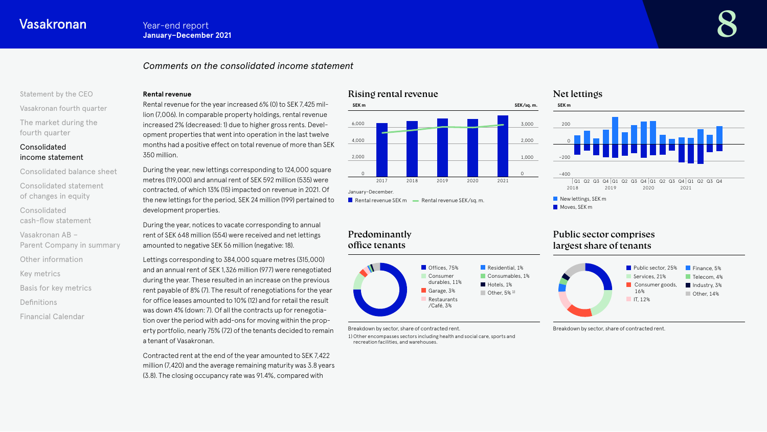## Comments on the consolidated income statement

### Rental revenue

Rental revenue for the year increased 6% (0) to SEK 7,425 million (7,006). In comparable property holdings, rental revenue increased 2% (decreased: 1) due to higher gross rents. Development properties that went into operation in the last twelve months had a positive effect on total revenue of more than SEK 350 million.

During the year, new lettings corresponding to 124,000 square metres (119,000) and annual rent of SEK 592 million (535) were contracted, of which 13% (15) impacted on revenue in 2021. Of the new lettings for the period, SEK 24 million (199) pertained to development properties.

During the year, notices to vacate corresponding to annual rent of SEK 648 million (554) were received and net lettings amounted to negative SEK 56 million (negative: 18).

Lettings corresponding to 384,000 square metres (315,000) and an annual rent of SEK 1,326 million (977) were renegotiated during the year. These resulted in an increase on the previous rent payable of 8% (7). The result of renegotiations for the year for office leases amounted to 10% (12) and for retail the result was down 4% (down: 7). Of all the contracts up for renegotiation over the period with add-ons for moving within the property portfolio, nearly 75% (72) of the tenants decided to remain a tenant of Vasakronan.

Contracted rent at the end of the year amounted to SEK 7,422 million (7,420) and the average remaining maturity was 3.8 years (3.8). The closing occupancy rate was 91.4%, compared with

### Rising rental revenue

January–December.

Rental revenue SEK m — Rental revenue SEK/sq. m.

### Net lettings

New lettings, SEK m
Moves, SEK m

### Predominantly office tenants

Offices, 75%; Consumer durables, 11%; Garage, 3%; Restaurants /Café, 3%; Residential, 1%; Consumables, 1%; Hotels, 1%; Other, 5% [1]

Breakdown by sector, share of contracted rent.

1) Other encompasses sectors including health and social care, sports and recreation facilities, and warehouses.

### Public sector comprises largest share of tenants

Public sector, 25%; Services, 21%; Consumer goods, 16%; IT, 12%; Finance, 5%; Telecom, 4%; Industry, 3%; Other, 14%

Breakdown by sector, share of contracted rent.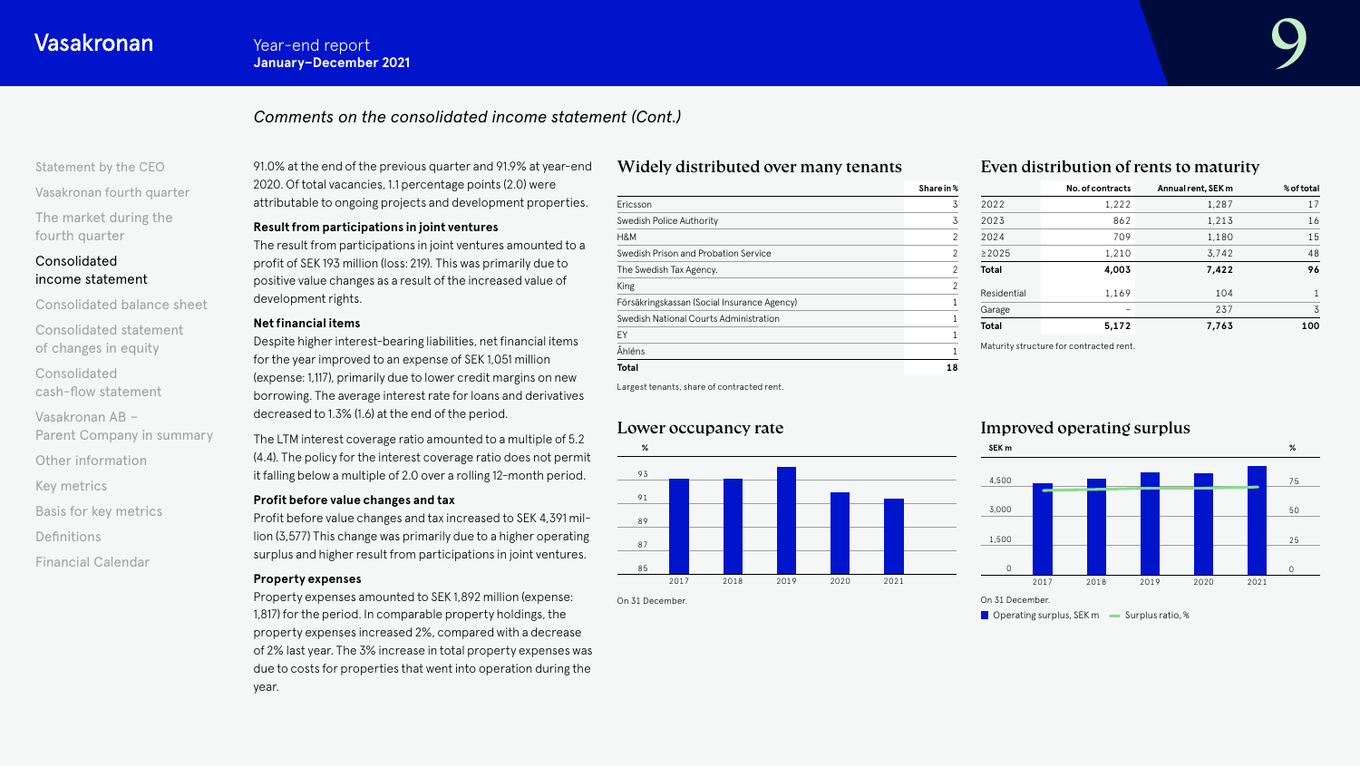*Comments on the consolidated income statement (Cont.)*

91.0% at the end of the previous quarter and 91.9% at year-end 2020. Of total vacancies, 1.1 percentage points (2.0) were attributable to ongoing projects and development properties.

**Result from participations in joint ventures**

The result from participations in joint ventures amounted to a profit of SEK 193 million (loss: 219). This was primarily due to positive value changes as a result of the increased value of development rights.

**Net financial items**

Despite higher interest-bearing liabilities, net financial items for the year improved to an expense of SEK 1,051 million (expense: 1,117), primarily due to lower credit margins on new borrowing. The average interest rate for loans and derivatives decreased to 1.3% (1.6) at the end of the period.

The LTM interest coverage ratio amounted to a multiple of 5.2 (4.4). The policy for the interest coverage ratio does not permit it falling below a multiple of 2.0 over a rolling 12-month period.

**Profit before value changes and tax**

Profit before value changes and tax increased to SEK 4,391 million (3,577) This change was primarily due to a higher operating surplus and higher result from participations in joint ventures.

**Property expenses**

Property expenses amounted to SEK 1,892 million (expense: 1,817) for the period. In comparable property holdings, the property expenses increased 2%, compared with a decrease of 2% last year. The 3% increase in total property expenses was due to costs for properties that went into operation during the year.

## Widely distributed over many tenants

| | Share in % |
|---|---|
| Ericsson | 3 |
| Swedish Police Authority | 3 |
| H&M | 2 |
| Swedish Prison and Probation Service | 2 |
| The Swedish Tax Agency. | 2 |
| King | 2 |
| Försäkringskassan (Social Insurance Agency) | 1 |
| Swedish National Courts Administration | 1 |
| EY | 1 |
| Åhléns | 1 |
| **Total** | **18** |

Largest tenants, share of contracted rent.

## Even distribution of rents to maturity

| | No. of contracts | Annual rent, SEK m | % of total |
|---|---|---|---|
| 2022 | 1,222 | 1,287 | 17 |
| 2023 | 862 | 1,213 | 16 |
| 2024 | 709 | 1,180 | 15 |
| ≥2025 | 1,210 | 3,742 | 48 |
| **Total** | **4,003** | **7,422** | **96** |
| Residential | 1,169 | 104 | 1 |
| Garage | – | 237 | 3 |
| **Total** | **5,172** | **7,763** | **100** |

Maturity structure for contracted rent.

## Lower occupancy rate

On 31 December.

## Improved operating surplus

On 31 December.

Operating surplus, SEK m — Surplus ratio, %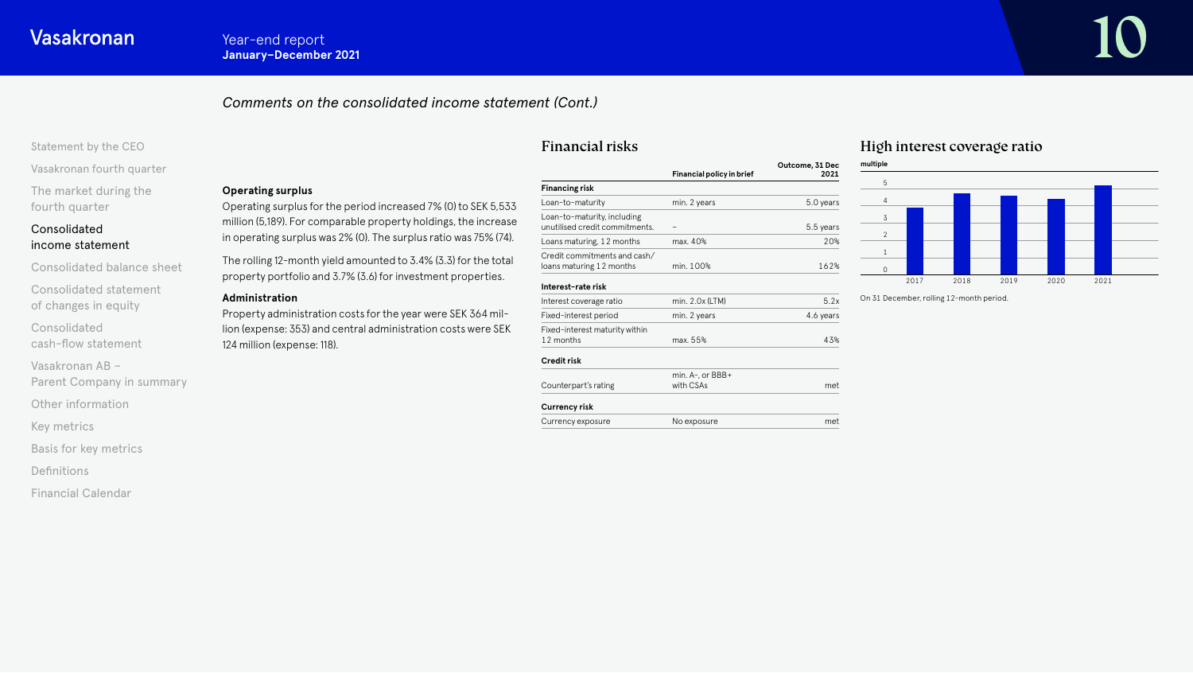*Comments on the consolidated income statement (Cont.)*

### Operating surplus

Operating surplus for the period increased 7% (0) to SEK 5,533 million (5,189). For comparable property holdings, the increase in operating surplus was 2% (0). The surplus ratio was 75% (74).

The rolling 12-month yield amounted to 3.4% (3.3) for the total property portfolio and 3.7% (3.6) for investment properties.

### Administration

Property administration costs for the year were SEK 364 million (expense: 353) and central administration costs were SEK 124 million (expense: 118).

## Financial risks

| | Financial policy in brief | Outcome, 31 Dec 2021 |
|---|---|---|
| **Financing risk** | | |
| Loan-to-maturity | min. 2 years | 5.0 years |
| Loan-to-maturity, including unutilised credit commitments. | – | 5.5 years |
| Loans maturing, 12 months | max. 40% | 20% |
| Credit commitments and cash/ loans maturing 12 months | min. 100% | 162% |
| **Interest-rate risk** | | |
| Interest coverage ratio | min. 2.0x (LTM) | 5.2x |
| Fixed-interest period | min. 2 years | 4.6 years |
| Fixed-interest maturity within 12 months | max. 55% | 43% |
| **Credit risk** | | |
| Counterpart's rating | min. A-, or BBB+ with CSAs | met |
| **Currency risk** | | |
| Currency exposure | No exposure | met |

## High interest coverage ratio

multiple

On 31 December, rolling 12-month period.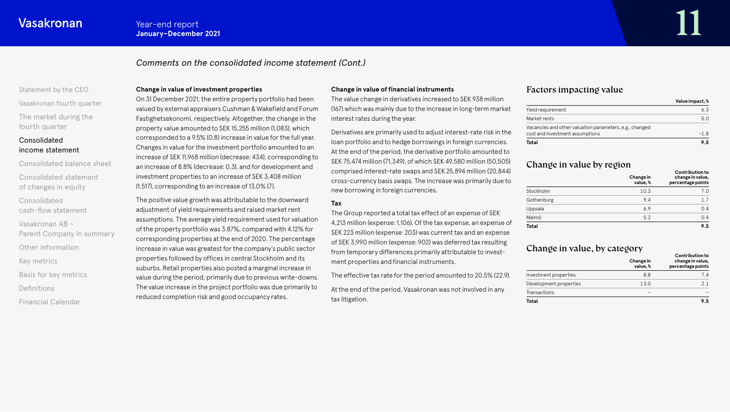## Comments on the consolidated income statement (Cont.)

**Change in value of investment properties**

On 31 December 2021, the entire property portfolio had been valued by external appraisers Cushman & Wakefield and Forum Fastighetsekonomi, respectively. Altogether, the change in the property value amounted to SEK 15,255 million (1,083), which corresponded to a 9.5% (0.8) increase in value for the full year. Changes in value for the investment portfolio amounted to an increase of SEK 11,968 million (decrease: 434), corresponding to an increase of 8.8% (decrease: 0.3), and for development and investment properties to an increase of SEK 3,408 million (1,517), corresponding to an increase of 13.0% (7).

The positive value growth was attributable to the downward adjustment of yield requirements and raised market rent assumptions. The average yield requirement used for valuation of the property portfolio was 3.87%, compared with 4.12% for corresponding properties at the end of 2020. The percentage increase in value was greatest for the company's public sector properties followed by offices in central Stockholm and its suburbs. Retail properties also posted a marginal increase in value during the period, primarily due to previous write-downs. The value increase in the project portfolio was due primarily to reduced completion risk and good occupancy rates.

**Change in value of financial instruments**

The value change in derivatives increased to SEK 938 million (167) which was mainly due to the increase in long-term market interest rates during the year.

Derivatives are primarily used to adjust interest-rate risk in the loan portfolio and to hedge borrowings in foreign currencies. At the end of the period, the derivative portfolio amounted to SEK 75,474 million (71,349), of which SEK 49,580 million (50,505) comprised interest-rate swaps and SEK 25,894 million (20,844) cross-currency basis swaps. The increase was primarily due to new borrowing in foreign currencies.

**Tax**

The Group reported a total tax effect of an expense of SEK 4,213 million (expense: 1,106). Of the tax expense, an expense of SEK 223 million (expense: 203) was current tax and an expense of SEK 3,990 million (expense: 902) was deferred tax resulting from temporary differences primarily attributable to investment properties and financial instruments.

The effective tax rate for the period amounted to 20.5% (22.9).

At the end of the period, Vasakronan was not involved in any tax litigation.

### Factors impacting value

| | Value impact, % |
|---|---|
| Yield requirement | 6.3 |
| Market rents | 5.0 |
| Vacancies and other valuation parameters, e.g., changed cost and investment assumptions | -1.8 |
| **Total** | **9.5** |

### Change in value by region

| | Change in value, % | Contribution to change in value, percentage points |
|---|---|---|
| Stockholm | 10.3 | 7.0 |
| Gothenburg | 9.4 | 1.7 |
| Uppsala | 6.9 | 0.4 |
| Malmö | 5.2 | 0.4 |
| **Total** | | **9.5** |

### Change in value, by category

| | Change in value, % | Contribution to change in value, percentage points |
|---|---|---|
| Investment properties | 8.8 | 7.4 |
| Development properties | 13.0 | 2.1 |
| Transactions | – | – |
| **Total** | | **9.5** |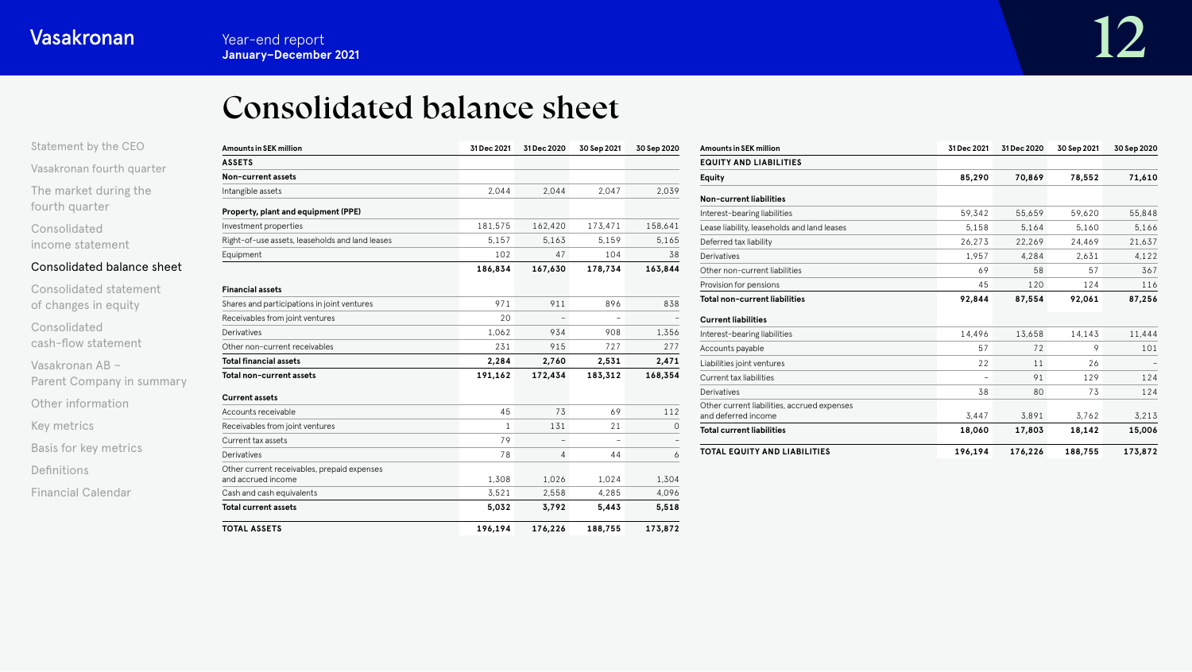# Consolidated balance sheet

| Amounts in SEK million | 31 Dec 2021 | 31 Dec 2020 | 30 Sep 2021 | 30 Sep 2020 |
|---|---|---|---|---|
| **ASSETS** | | | | |
| **Non-current assets** | | | | |
| Intangible assets | 2,044 | 2,044 | 2,047 | 2,039 |
| **Property, plant and equipment (PPE)** | | | | |
| Investment properties | 181,575 | 162,420 | 173,471 | 158,641 |
| Right-of-use assets, leaseholds and land leases | 5,157 | 5,163 | 5,159 | 5,165 |
| Equipment | 102 | 47 | 104 | 38 |
| | **186,834** | **167,630** | **178,734** | **163,844** |
| **Financial assets** | | | | |
| Shares and participations in joint ventures | 971 | 911 | 896 | 838 |
| Receivables from joint ventures | 20 | – | – | – |
| Derivatives | 1,062 | 934 | 908 | 1,356 |
| Other non-current receivables | 231 | 915 | 727 | 277 |
| **Total financial assets** | **2,284** | **2,760** | **2,531** | **2,471** |
| **Total non-current assets** | **191,162** | **172,434** | **183,312** | **168,354** |
| **Current assets** | | | | |
| Accounts receivable | 45 | 73 | 69 | 112 |
| Receivables from joint ventures | 1 | 131 | 21 | 0 |
| Current tax assets | 79 | – | – | – |
| Derivatives | 78 | 4 | 44 | 6 |
| Other current receivables, prepaid expenses and accrued income | 1,308 | 1,026 | 1,024 | 1,304 |
| Cash and cash equivalents | 3,521 | 2,558 | 4,285 | 4,096 |
| **Total current assets** | **5,032** | **3,792** | **5,443** | **5,518** |
| **TOTAL ASSETS** | **196,194** | **176,226** | **188,755** | **173,872** |

| Amounts in SEK million | 31 Dec 2021 | 31 Dec 2020 | 30 Sep 2021 | 30 Sep 2020 |
|---|---|---|---|---|
| **EQUITY AND LIABILITIES** | | | | |
| **Equity** | **85,290** | **70,869** | **78,552** | **71,610** |
| **Non-current liabilities** | | | | |
| Interest-bearing liabilities | 59,342 | 55,659 | 59,620 | 55,848 |
| Lease liability, leaseholds and land leases | 5,158 | 5,164 | 5,160 | 5,166 |
| Deferred tax liability | 26,273 | 22,269 | 24,469 | 21,637 |
| Derivatives | 1,957 | 4,284 | 2,631 | 4,122 |
| Other non-current liabilities | 69 | 58 | 57 | 367 |
| Provision for pensions | 45 | 120 | 124 | 116 |
| **Total non-current liabilities** | **92,844** | **87,554** | **92,061** | **87,256** |
| **Current liabilities** | | | | |
| Interest-bearing liabilities | 14,496 | 13,658 | 14,143 | 11,444 |
| Accounts payable | 57 | 72 | 9 | 101 |
| Liabilities joint ventures | 22 | 11 | 26 | – |
| Current tax liabilities | – | 91 | 129 | 124 |
| Derivatives | 38 | 80 | 73 | 124 |
| Other current liabilities, accrued expenses and deferred income | 3,447 | 3,891 | 3,762 | 3,213 |
| **Total current liabilities** | **18,060** | **17,803** | **18,142** | **15,006** |
| **TOTAL EQUITY AND LIABILITIES** | **196,194** | **176,226** | **188,755** | **173,872** |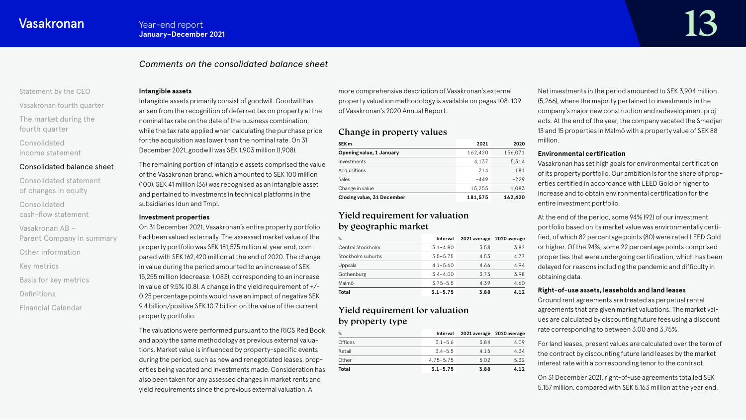## Comments on the consolidated balance sheet

**Intangible assets**

Intangible assets primarily consist of goodwill. Goodwill has arisen from the recognition of deferred tax on property at the nominal tax rate on the date of the business combination, while the tax rate applied when calculating the purchase price for the acquisition was lower than the nominal rate. On 31 December 2021, goodwill was SEK 1,903 million (1,908).

The remaining portion of intangible assets comprised the value of the Vasakronan brand, which amounted to SEK 100 million (100). SEK 41 million (36) was recognised as an intangible asset and pertained to investments in technical platforms in the subsidiaries Idun and Tmpl.

**Investment properties**

On 31 December 2021, Vasakronan's entire property portfolio had been valued externally. The assessed market value of the property portfolio was SEK 181,575 million at year end, compared with SEK 162,420 million at the end of 2020. The change in value during the period amounted to an increase of SEK 15,255 million (decrease: 1,083), corresponding to an increase in value of 9.5% (0.8). A change in the yield requirement of +/- 0.25 percentage points would have an impact of negative SEK 9.4 billion/positive SEK 10,7 billion on the value of the current property portfolio.

The valuations were performed pursuant to the RICS Red Book and apply the same methodology as previous external valuations. Market value is influenced by property-specific events during the period, such as new and renegotiated leases, properties being vacated and investments made. Consideration has also been taken for any assessed changes in market rents and yield requirements since the previous external valuation. A more comprehensive description of Vasakronan's external property valuation methodology is available on pages 108–109 of Vasakronan's 2020 Annual Report.

### Change in property values

| SEK m | 2021 | 2020 |
|---|---|---|
| **Opening value, 1 January** | 162,420 | 156,071 |
| Investments | 4,137 | 5,314 |
| Acquisitions | 214 | 181 |
| Sales | -449 | -229 |
| Change in value | 15,255 | 1,083 |
| **Closing value, 31 December** | **181,575** | **162,420** |

### Yield requirement for valuation by geographic market

| % | Interval | 2021 average | 2020 average |
|---|---|---|---|
| Central Stockholm | 3.1–4.80 | 3.58 | 3.82 |
| Stockholm suburbs | 3.5–5.75 | 4.53 | 4.77 |
| Uppsala | 4.1–5.60 | 4.66 | 4.94 |
| Gothenburg | 3.4–4.00 | 3.73 | 3.98 |
| Malmö | 3.75–5.5 | 4.39 | 4.60 |
| **Total** | **3.1–5.75** | **3.88** | **4.12** |

### Yield requirement for valuation by property type

| % | Interval | 2021 average | 2020 average |
|---|---|---|---|
| Offices | 3.1–5.6 | 3.84 | 4.09 |
| Retail | 3.4–5.5 | 4.15 | 4.34 |
| Other | 4.75–5.75 | 5.02 | 5.32 |
| **Total** | **3.1–5.75** | **3.88** | **4.12** |

Net investments in the period amounted to SEK 3,904 million (5,266), where the majority pertained to investments in the company's major new construction and redevelopment projects. At the end of the year, the company vacated the Smedjan 13 and 15 properties in Malmö with a property value of SEK 88 million.

**Environmental certification**

Vasakronan has set high goals for environmental certification of its property portfolio. Our ambition is for the share of properties certified in accordance with LEED Gold or higher to increase and to obtain environmental certification for the entire investment portfolio.

At the end of the period, some 94% (92) of our investment portfolio based on its market value was environmentally certified, of which 82 percentage points (80) were rated LEED Gold or higher. Of the 94%, some 22 percentage points comprised properties that were undergoing certification, which has been delayed for reasons including the pandemic and difficulty in obtaining data.

**Right-of-use assets, leaseholds and land leases**

Ground rent agreements are treated as perpetual rental agreements that are given market valuations. The market values are calculated by discounting future fees using a discount rate corresponding to between 3.00 and 3.75%.

For land leases, present values are calculated over the term of the contract by discounting future land leases by the market interest rate with a corresponding tenor to the contract.

On 31 December 2021, right-of-use agreements totalled SEK 5,157 million, compared with SEK 5,163 million at the year end.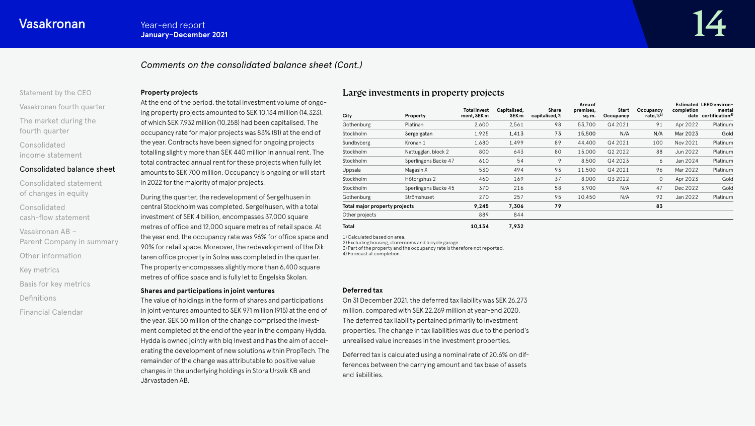*Comments on the consolidated balance sheet (Cont.)*

### Property projects

At the end of the period, the total investment volume of ongoing property projects amounted to SEK 10,134 million (14,323), of which SEK 7,932 million (10,258) had been capitalised. The occupancy rate for major projects was 83% (81) at the end of the year. Contracts have been signed for ongoing projects totalling slightly more than SEK 440 million in annual rent. The total contracted annual rent for these projects when fully let amounts to SEK 700 million. Occupancy is ongoing or will start in 2022 for the majority of major projects.

During the quarter, the redevelopment of Sergelhusen in central Stockholm was completed. Sergelhusen, with a total investment of SEK 4 billion, encompasses 37,000 square metres of office and 12,000 square metres of retail space. At the year end, the occupancy rate was 96% for office space and 90% for retail space. Moreover, the redevelopment of the Diktaren office property in Solna was completed in the quarter. The property encompasses slightly more than 6,400 square metres of office space and is fully let to Engelska Skolan.

### Shares and participations in joint ventures

The value of holdings in the form of shares and participations in joint ventures amounted to SEK 971 million (915) at the end of the year. SEK 50 million of the change comprised the investment completed at the end of the year in the company Hydda. Hydda is owned jointly with blq Invest and has the aim of accelerating the development of new solutions within PropTech. The remainder of the change was attributable to positive value changes in the underlying holdings in Stora Ursvik KB and Järvastaden AB.

## Large investments in property projects

| City | Property | Total investment, SEK m | Capitalised, SEK m | Share capitalised, % | Area of premises, sq. m. | Start Occupancy | Occupancy rate, %[1] | Estimated completion date | LEED environmental certification[4] |
|---|---|---|---|---|---|---|---|---|---|
| Gothenburg | Platinan | 2,600 | 2,561 | 98 | 53,700 | Q4 2021 | 91 | Apr 2022 | Platinum |
| Stockholm | Sergelgatan | 1,925 | 1,413 | 73 | 15,500 | N/A | N/A | Mar 2023 | Gold |
| Sundbyberg | Kronan 1 | 1,680 | 1,499 | 89 | 44,400 | Q4 2021 | 100 | Nov 2021 | Platinum |
| Stockholm | Nattugglan, block 2 | 800 | 643 | 80 | 15,000 | Q2 2022 | 88 | Jun 2022 | Platinum |
| Stockholm | Sperlingens Backe 47 | 610 | 54 | 9 | 8,500 | Q4 2023 | 6 | Jan 2024 | Platinum |
| Uppsala | Magasin X | 530 | 494 | 93 | 11,500 | Q4 2021 | 96 | Mar 2022 | Platinum |
| Stockholm | Hötorgshus 2 | 460 | 169 | 37 | 8,000 | Q3 2022 | 0 | Apr 2023 | Gold |
| Stockholm | Sperlingens Backe 45 | 370 | 216 | 58 | 3,900 | N/A | 47 | Dec 2022 | Gold |
| Gothenburg | Strömshuset | 270 | 257 | 95 | 10,450 | N/A | 92 | Jan 2022 | Platinum |
| **Total major property projects** | | **9,245** | **7,306** | **79** | | | **83** | | |
| Other projects | | 889 | 844 | | | | | | |
| **Total** | | **10,134** | **7,932** | | | | | | |

1) Calculated based on area.
2) Excluding housing, storerooms and bicycle garage.
3) Part of the property and the occupancy rate is therefore not reported.
4) Forecast at completion.

### Deferred tax

On 31 December 2021, the deferred tax liability was SEK 26,273 million, compared with SEK 22,269 million at year-end 2020. The deferred tax liability pertained primarily to investment properties. The change in tax liabilities was due to the period's unrealised value increases in the investment properties.

Deferred tax is calculated using a nominal rate of 20.6% on differences between the carrying amount and tax base of assets and liabilities.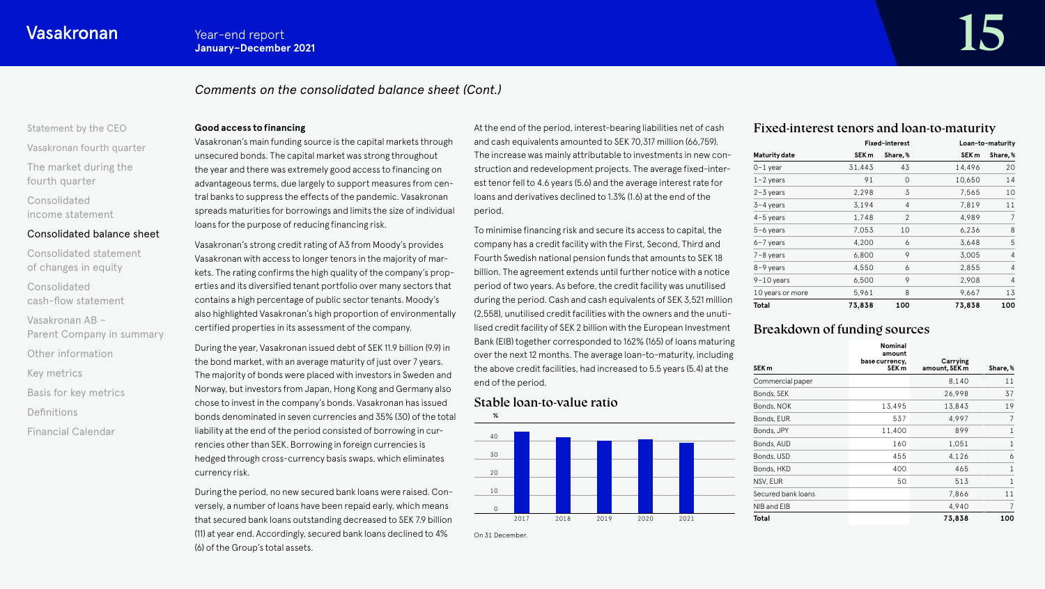*Comments on the consolidated balance sheet (Cont.)*

**Good access to financing**

Vasakronan's main funding source is the capital markets through unsecured bonds. The capital market was strong throughout the year and there was extremely good access to financing on advantageous terms, due largely to support measures from central banks to suppress the effects of the pandemic. Vasakronan spreads maturities for borrowings and limits the size of individual loans for the purpose of reducing financing risk.

Vasakronan's strong credit rating of A3 from Moody's provides Vasakronan with access to longer tenors in the majority of markets. The rating confirms the high quality of the company's properties and its diversified tenant portfolio over many sectors that contains a high percentage of public sector tenants. Moody's also highlighted Vasakronan's high proportion of environmentally certified properties in its assessment of the company.

During the year, Vasakronan issued debt of SEK 11.9 billion (9.9) in the bond market, with an average maturity of just over 7 years. The majority of bonds were placed with investors in Sweden and Norway, but investors from Japan, Hong Kong and Germany also chose to invest in the company's bonds. Vasakronan has issued bonds denominated in seven currencies and 35% (30) of the total liability at the end of the period consisted of borrowing in currencies other than SEK. Borrowing in foreign currencies is hedged through cross-currency basis swaps, which eliminates currency risk.

During the period, no new secured bank loans were raised. Conversely, a number of loans have been repaid early, which means that secured bank loans outstanding decreased to SEK 7.9 billion (11) at year end. Accordingly, secured bank loans declined to 4% (6) of the Group's total assets.

At the end of the period, interest-bearing liabilities net of cash and cash equivalents amounted to SEK 70,317 million (66,759). The increase was mainly attributable to investments in new construction and redevelopment projects. The average fixed-interest tenor fell to 4.6 years (5.6) and the average interest rate for loans and derivatives declined to 1.3% (1.6) at the end of the period.

To minimise financing risk and secure its access to capital, the company has a credit facility with the First, Second, Third and Fourth Swedish national pension funds that amounts to SEK 18 billion. The agreement extends until further notice with a notice period of two years. As before, the credit facility was unutilised during the period. Cash and cash equivalents of SEK 3,521 million (2,558), unutilised credit facilities with the owners and the unutilised credit facility of SEK 2 billion with the European Investment Bank (EIB) together corresponded to 162% (165) of loans maturing over the next 12 months. The average loan-to-maturity, including the above credit facilities, had increased to 5.5 years (5.4) at the end of the period.

## Stable loan-to-value ratio

| % | 2017 | 2018 | 2019 | 2020 | 2021 |
|---|---|---|---|---|---|
| Loan-to-value ratio (approx.) | 40 | 39 | 38 | 38 | 37 |

On 31 December.

## Fixed-interest tenors and loan-to-maturity

| | Fixed-interest | | Loan-to-maturity | |
|---|---|---|---|---|
| **Maturity date** | **SEK m** | **Share, %** | **SEK m** | **Share, %** |
| 0–1 year | 31,443 | 43 | 14,496 | 20 |
| 1–2 years | 91 | 0 | 10,650 | 14 |
| 2–3 years | 2,298 | 3 | 7,565 | 10 |
| 3–4 years | 3,194 | 4 | 7,819 | 11 |
| 4–5 years | 1,748 | 2 | 4,989 | 7 |
| 5–6 years | 7,053 | 10 | 6,236 | 8 |
| 6–7 years | 4,200 | 6 | 3,648 | 5 |
| 7–8 years | 6,800 | 9 | 3,005 | 4 |
| 8–9 years | 4,550 | 6 | 2,855 | 4 |
| 9–10 years | 6,500 | 9 | 2,908 | 4 |
| 10 years or more | 5,961 | 8 | 9,667 | 13 |
| **Total** | **73,838** | **100** | **73,838** | **100** |

## Breakdown of funding sources

| SEK m | Nominal amount base currency, SEK m | Carrying amount, SEK m | Share, % |
|---|---|---|---|
| Commercial paper | | 8,140 | 11 |
| Bonds, SEK | | 26,998 | 37 |
| Bonds, NOK | 13,495 | 13,843 | 19 |
| Bonds, EUR | 537 | 4,997 | 7 |
| Bonds, JPY | 11,400 | 899 | 1 |
| Bonds, AUD | 160 | 1,051 | 1 |
| Bonds, USD | 455 | 4,126 | 6 |
| Bonds, HKD | 400 | 465 | 1 |
| NSV, EUR | 50 | 513 | 1 |
| Secured bank loans | | 7,866 | 11 |
| NIB and EIB | | 4,940 | 7 |
| **Total** | | **73,838** | **100** |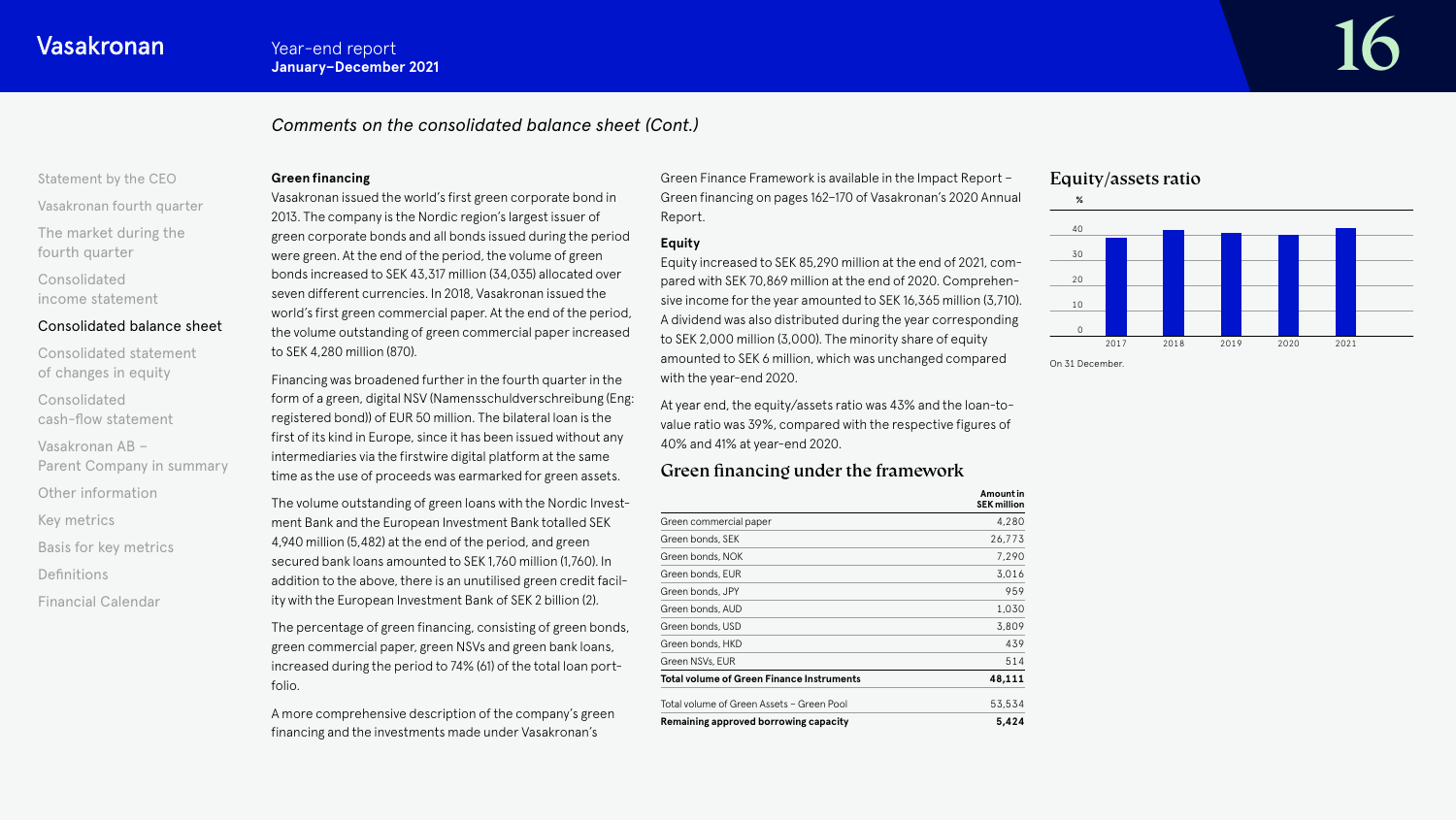## Comments on the consolidated balance sheet (Cont.)

**Green financing**

Vasakronan issued the world's first green corporate bond in 2013. The company is the Nordic region's largest issuer of green corporate bonds and all bonds issued during the period were green. At the end of the period, the volume of green bonds increased to SEK 43,317 million (34,035) allocated over seven different currencies. In 2018, Vasakronan issued the world's first green commercial paper. At the end of the period, the volume outstanding of green commercial paper increased to SEK 4,280 million (870).

Financing was broadened further in the fourth quarter in the form of a green, digital NSV (Namensschuldverschreibung (Eng: registered bond)) of EUR 50 million. The bilateral loan is the first of its kind in Europe, since it has been issued without any intermediaries via the firstwire digital platform at the same time as the use of proceeds was earmarked for green assets.

The volume outstanding of green loans with the Nordic Investment Bank and the European Investment Bank totalled SEK 4,940 million (5,482) at the end of the period, and green secured bank loans amounted to SEK 1,760 million (1,760). In addition to the above, there is an unutilised green credit facility with the European Investment Bank of SEK 2 billion (2).

The percentage of green financing, consisting of green bonds, green commercial paper, green NSVs and green bank loans, increased during the period to 74% (61) of the total loan portfolio.

A more comprehensive description of the company's green financing and the investments made under Vasakronan's Green Finance Framework is available in the Impact Report – Green financing on pages 162–170 of Vasakronan's 2020 Annual Report.

**Equity**

Equity increased to SEK 85,290 million at the end of 2021, compared with SEK 70,869 million at the end of 2020. Comprehensive income for the year amounted to SEK 16,365 million (3,710). A dividend was also distributed during the year corresponding to SEK 2,000 million (3,000). The minority share of equity amounted to SEK 6 million, which was unchanged compared with the year-end 2020.

At year end, the equity/assets ratio was 43% and the loan-to-value ratio was 39%, compared with the respective figures of 40% and 41% at year-end 2020.

### Green financing under the framework

| | Amount in SEK million |
|---|---|
| Green commercial paper | 4,280 |
| Green bonds, SEK | 26,773 |
| Green bonds, NOK | 7,290 |
| Green bonds, EUR | 3,016 |
| Green bonds, JPY | 959 |
| Green bonds, AUD | 1,030 |
| Green bonds, USD | 3,809 |
| Green bonds, HKD | 439 |
| Green NSVs, EUR | 514 |
| **Total volume of Green Finance Instruments** | **48,111** |
| Total volume of Green Assets – Green Pool | 53,534 |
| **Remaining approved borrowing capacity** | **5,424** |

### Equity/assets ratio

%

| Year | Equity/assets ratio, % |
|---|---|
| 2017 | ~38 |
| 2018 | ~41 |
| 2019 | ~40 |
| 2020 | ~40 |
| 2021 | ~43 |

On 31 December.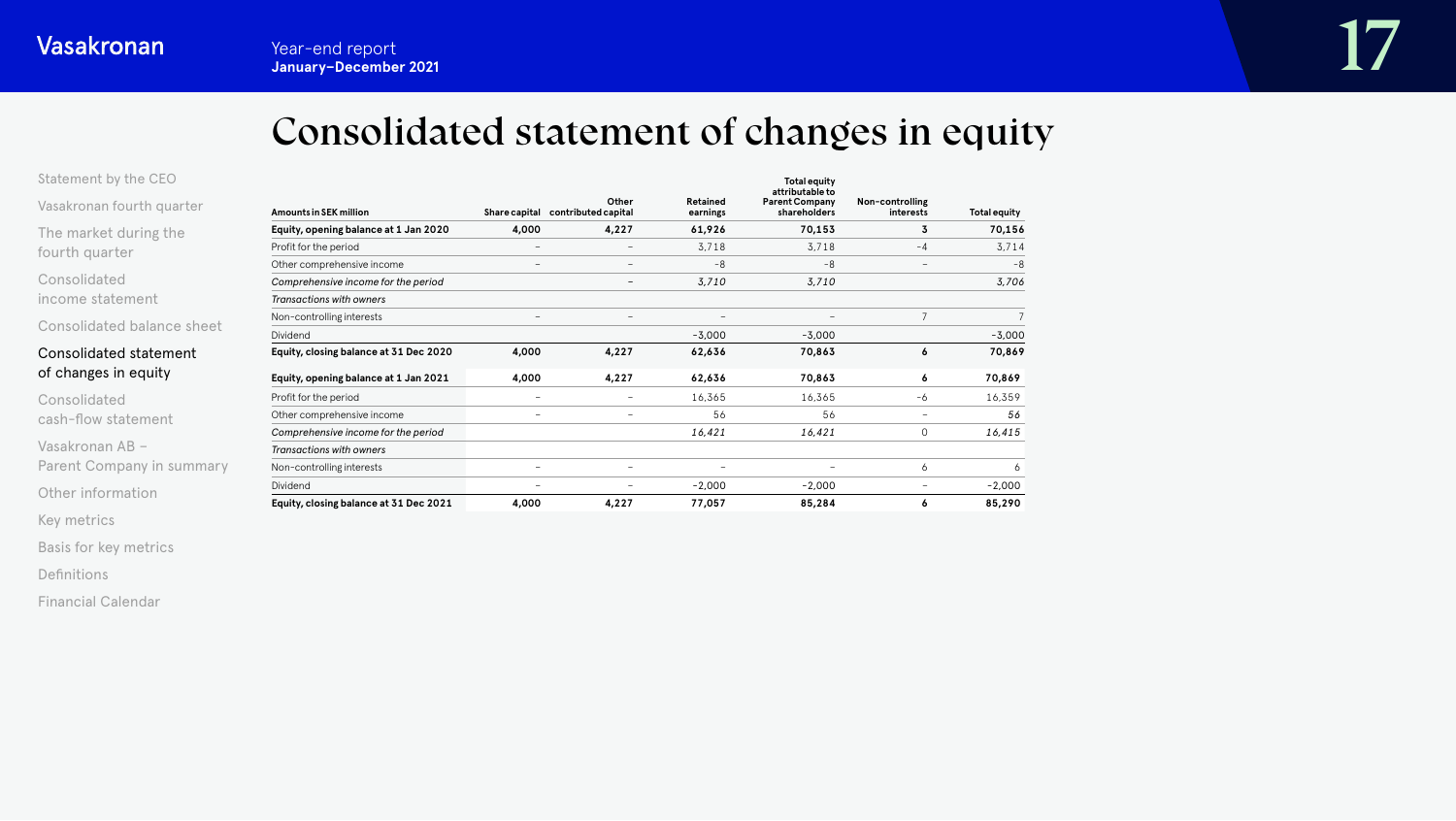# Consolidated statement of changes in equity

| Amounts in SEK million | Share capital | Other contributed capital | Retained earnings | Total equity attributable to Parent Company shareholders | Non-controlling interests | Total equity |
|---|---|---|---|---|---|---|
| **Equity, opening balance at 1 Jan 2020** | **4,000** | **4,227** | **61,926** | **70,153** | **3** | **70,156** |
| Profit for the period | – | – | 3,718 | 3,718 | -4 | 3,714 |
| Other comprehensive income | – | – | -8 | -8 | – | -8 |
| *Comprehensive income for the period* | | – | *3,710* | *3,710* | | *3,706* |
| *Transactions with owners* | | | | | | |
| Non-controlling interests | – | – | – | – | 7 | 7 |
| Dividend | | | -3,000 | -3,000 | | -3,000 |
| **Equity, closing balance at 31 Dec 2020** | **4,000** | **4,227** | **62,636** | **70,863** | **6** | **70,869** |
| **Equity, opening balance at 1 Jan 2021** | **4,000** | **4,227** | **62,636** | **70,863** | **6** | **70,869** |
| Profit for the period | – | – | 16,365 | 16,365 | -6 | 16,359 |
| Other comprehensive income | – | – | 56 | 56 | – | *56* |
| *Comprehensive income for the period* | | | *16,421* | *16,421* | 0 | *16,415* |
| *Transactions with owners* | | | | | | |
| Non-controlling interests | – | – | – | – | 6 | 6 |
| Dividend | – | – | -2,000 | -2,000 | – | -2,000 |
| **Equity, closing balance at 31 Dec 2021** | **4,000** | **4,227** | **77,057** | **85,284** | **6** | **85,290** |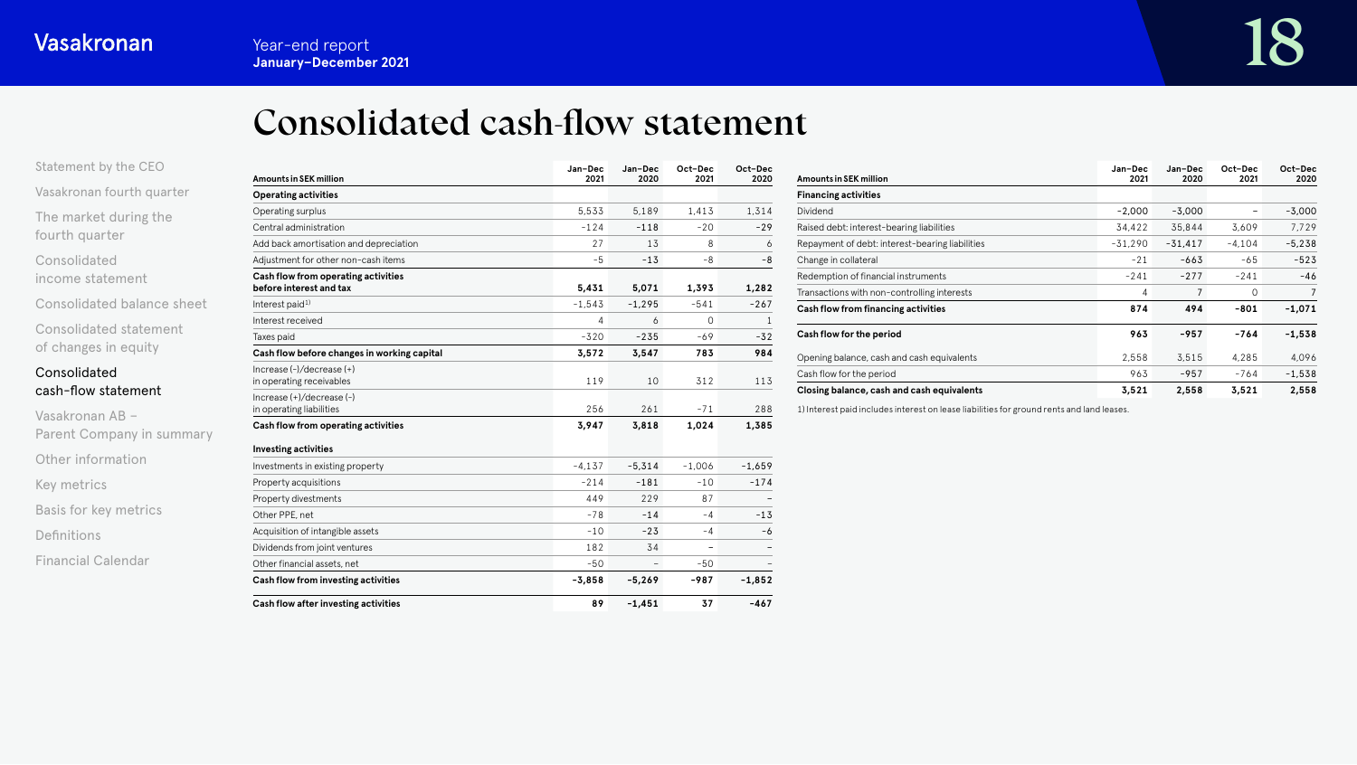# Consolidated cash-flow statement

| Amounts in SEK million | Jan–Dec 2021 | Jan–Dec 2020 | Oct–Dec 2021 | Oct–Dec 2020 |
|---|---|---|---|---|
| **Operating activities** | | | | |
| Operating surplus | 5,533 | 5,189 | 1,413 | 1,314 |
| Central administration | -124 | -118 | -20 | -29 |
| Add back amortisation and depreciation | 27 | 13 | 8 | 6 |
| Adjustment for other non-cash items | -5 | -13 | -8 | -8 |
| **Cash flow from operating activities before interest and tax** | **5,431** | **5,071** | **1,393** | **1,282** |
| Interest paid[1] | -1,543 | -1,295 | -541 | -267 |
| Interest received | 4 | 6 | 0 | 1 |
| Taxes paid | -320 | -235 | -69 | -32 |
| **Cash flow before changes in working capital** | **3,572** | **3,547** | **783** | **984** |
| Increase (-)/decrease (+) in operating receivables | 119 | 10 | 312 | 113 |
| Increase (+)/decrease (-) in operating liabilities | 256 | 261 | -71 | 288 |
| **Cash flow from operating activities** | **3,947** | **3,818** | **1,024** | **1,385** |
| **Investing activities** | | | | |
| Investments in existing property | -4,137 | -5,314 | -1,006 | -1,659 |
| Property acquisitions | -214 | -181 | -10 | -174 |
| Property divestments | 449 | 229 | 87 | – |
| Other PPE, net | -78 | -14 | -4 | -13 |
| Acquisition of intangible assets | -10 | -23 | -4 | -6 |
| Dividends from joint ventures | 182 | 34 | – | – |
| Other financial assets, net | -50 | – | -50 | – |
| **Cash flow from investing activities** | **-3,858** | **-5,269** | **-987** | **-1,852** |
| **Cash flow after investing activities** | **89** | **-1,451** | **37** | **-467** |

| Amounts in SEK million | Jan–Dec 2021 | Jan–Dec 2020 | Oct–Dec 2021 | Oct–Dec 2020 |
|---|---|---|---|---|
| **Financing activities** | | | | |
| Dividend | -2,000 | -3,000 | – | -3,000 |
| Raised debt: interest-bearing liabilities | 34,422 | 35,844 | 3,609 | 7,729 |
| Repayment of debt: interest-bearing liabilities | -31,290 | -31,417 | -4,104 | -5,238 |
| Change in collateral | -21 | -663 | -65 | -523 |
| Redemption of financial instruments | -241 | -277 | -241 | -46 |
| Transactions with non-controlling interests | 4 | 7 | 0 | 7 |
| **Cash flow from financing activities** | **874** | **494** | **-801** | **-1,071** |
| **Cash flow for the period** | **963** | **-957** | **-764** | **-1,538** |
| Opening balance, cash and cash equivalents | 2,558 | 3,515 | 4,285 | 4,096 |
| Cash flow for the period | 963 | -957 | -764 | -1,538 |
| **Closing balance, cash and cash equivalents** | **3,521** | **2,558** | **3,521** | **2,558** |

1) Interest paid includes interest on lease liabilities for ground rents and land leases.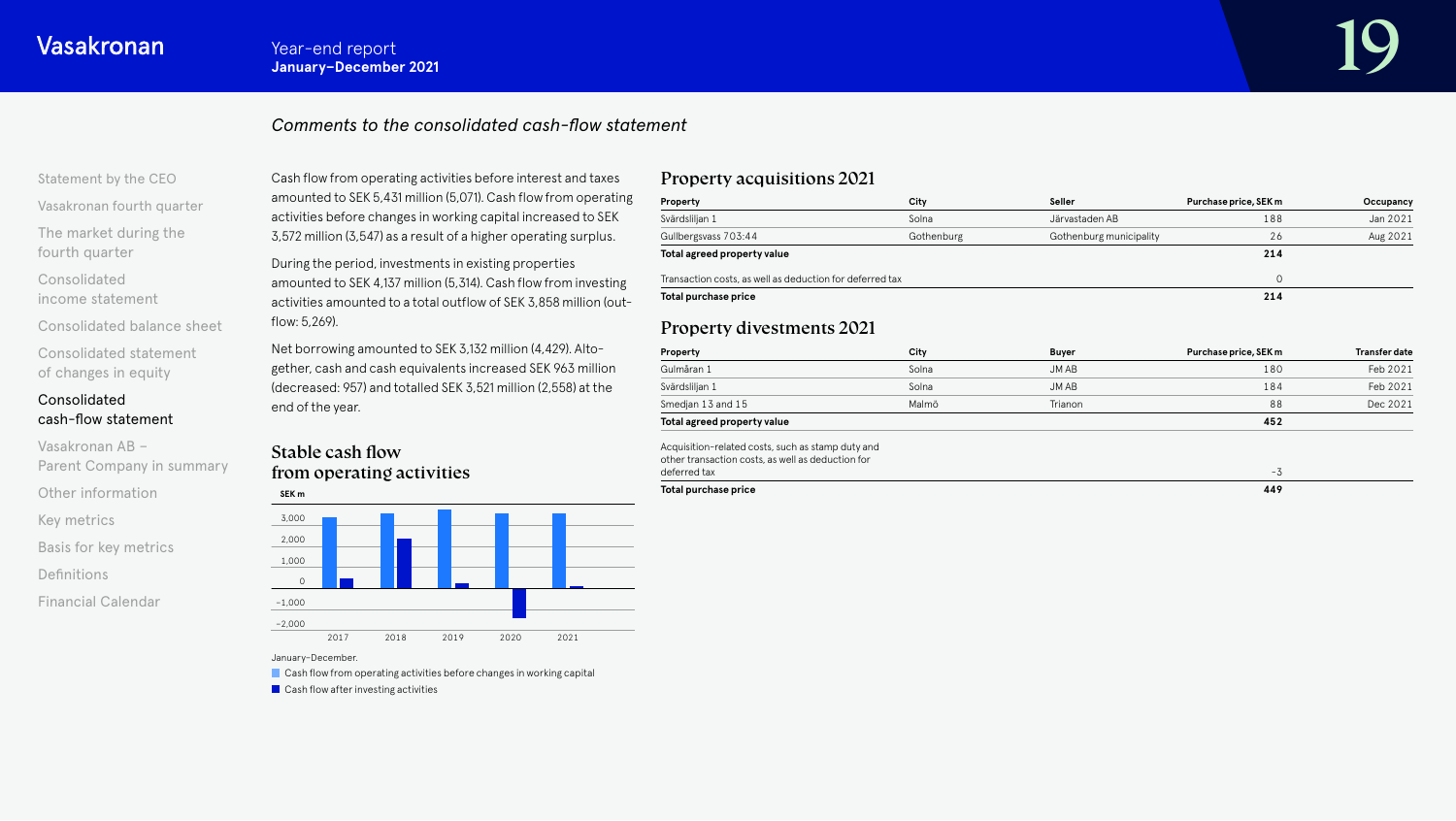## *Comments to the consolidated cash-flow statement*

Cash flow from operating activities before interest and taxes amounted to SEK 5,431 million (5,071). Cash flow from operating activities before changes in working capital increased to SEK 3,572 million (3,547) as a result of a higher operating surplus.

During the period, investments in existing properties amounted to SEK 4,137 million (5,314). Cash flow from investing activities amounted to a total outflow of SEK 3,858 million (outflow: 5,269).

Net borrowing amounted to SEK 3,132 million (4,429). Altogether, cash and cash equivalents increased SEK 963 million (decreased: 957) and totalled SEK 3,521 million (2,558) at the end of the year.

### Stable cash flow from operating activities

SEK m

January–December.

- Cash flow from operating activities before changes in working capital
- Cash flow after investing activities

### Property acquisitions 2021

| Property | City | Seller | Purchase price, SEK m | Occupancy |
|---|---|---|---|---|
| Svärdsliljan 1 | Solna | Järvastaden AB | 188 | Jan 2021 |
| Gullbergsvass 703:44 | Gothenburg | Gothenburg municipality | 26 | Aug 2021 |
| **Total agreed property value** | | | **214** | |
| Transaction costs, as well as deduction for deferred tax | | | 0 | |
| **Total purchase price** | | | **214** | |

### Property divestments 2021

| Property | City | Buyer | Purchase price, SEK m | Transfer date |
|---|---|---|---|---|
| Gulmåran 1 | Solna | JM AB | 180 | Feb 2021 |
| Svärdsliljan 1 | Solna | JM AB | 184 | Feb 2021 |
| Smedjan 13 and 15 | Malmö | Trianon | 88 | Dec 2021 |
| **Total agreed property value** | | | **452** | |
| Acquisition-related costs, such as stamp duty and other transaction costs, as well as deduction for deferred tax | | | -3 | |
| **Total purchase price** | | | **449** | |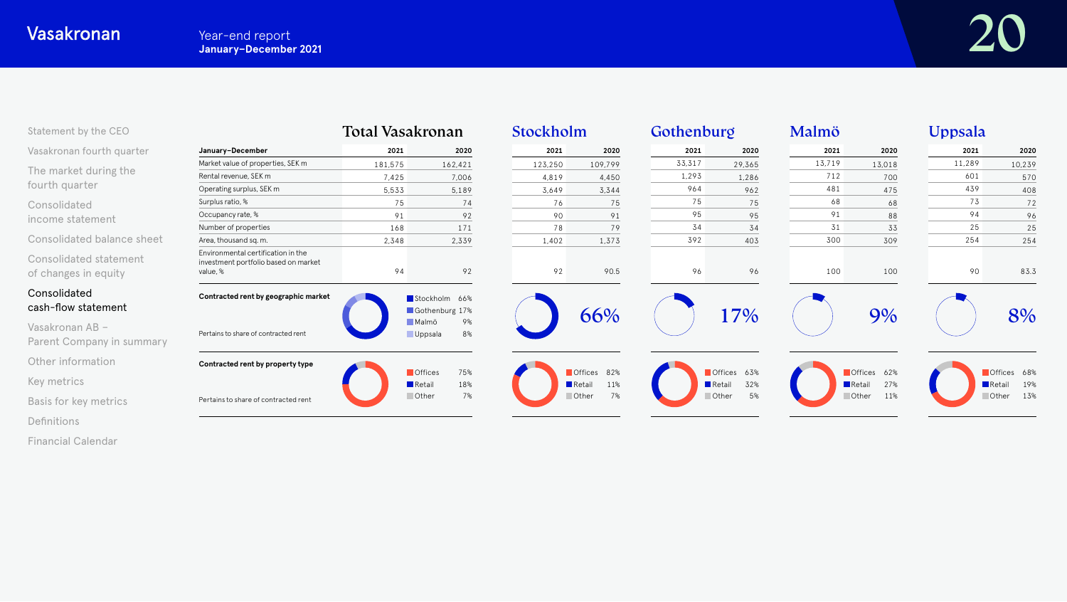| January–December | Total Vasakronan 2021 | Total Vasakronan 2020 | Stockholm 2021 | Stockholm 2020 | Gothenburg 2021 | Gothenburg 2020 | Malmö 2021 | Malmö 2020 | Uppsala 2021 | Uppsala 2020 |
|---|---|---|---|---|---|---|---|---|---|---|
| Market value of properties, SEK m | 181,575 | 162,421 | 123,250 | 109,799 | 33,317 | 29,365 | 13,719 | 13,018 | 11,289 | 10,239 |
| Rental revenue, SEK m | 7,425 | 7,006 | 4,819 | 4,450 | 1,293 | 1,286 | 712 | 700 | 601 | 570 |
| Operating surplus, SEK m | 5,533 | 5,189 | 3,649 | 3,344 | 964 | 962 | 481 | 475 | 439 | 408 |
| Surplus ratio, % | 75 | 74 | 76 | 75 | 75 | 75 | 68 | 68 | 73 | 72 |
| Occupancy rate, % | 91 | 92 | 90 | 91 | 95 | 95 | 91 | 88 | 94 | 96 |
| Number of properties | 168 | 171 | 78 | 79 | 34 | 34 | 31 | 33 | 25 | 25 |
| Area, thousand sq. m. | 2,348 | 2,339 | 1,402 | 1,373 | 392 | 403 | 300 | 309 | 254 | 254 |
| Environmental certification in the investment portfolio based on market value, % | 94 | 92 | 92 | 90.5 | 96 | 96 | 100 | 100 | 90 | 83.3 |

**Contracted rent by geographic market**

Pertains to share of contracted rent

| Market | Share |
|---|---|
| Stockholm | 66% |
| Gothenburg | 17% |
| Malmö | 9% |
| Uppsala | 8% |

**Contracted rent by property type**

Pertains to share of contracted rent

| Property type | Total Vasakronan | Stockholm | Gothenburg | Malmö | Uppsala |
|---|---|---|---|---|---|
| Offices | 75% | 82% | 63% | 62% | 68% |
| Retail | 18% | 11% | 32% | 27% | 19% |
| Other | 7% | 7% | 5% | 11% | 13% |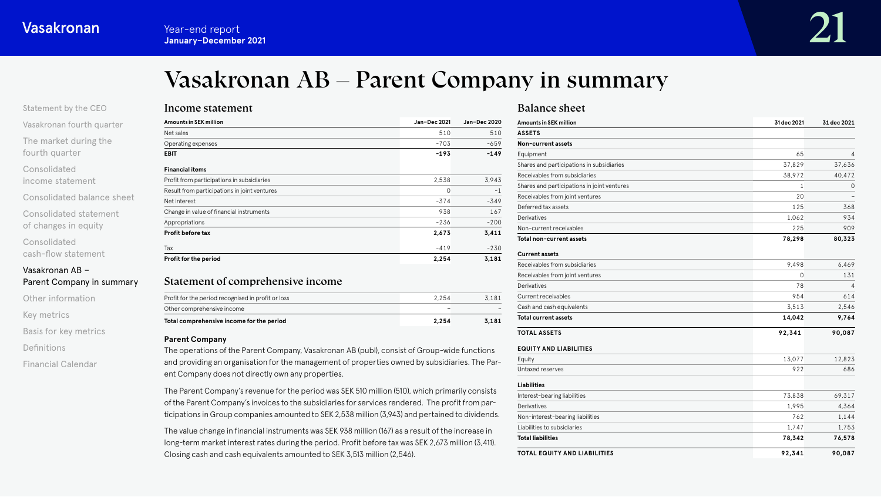# Vasakronan AB – Parent Company in summary

## Income statement

| Amounts in SEK million | Jan–Dec 2021 | Jan–Dec 2020 |
|---|---|---|
| Net sales | 510 | 510 |
| Operating expenses | -703 | -659 |
| **EBIT** | **-193** | **-149** |
| **Financial items** | | |
| Profit from participations in subsidiaries | 2,538 | 3,943 |
| Result from participations in joint ventures | 0 | -1 |
| Net interest | -374 | -349 |
| Change in value of financial instruments | 938 | 167 |
| Appropriations | -236 | -200 |
| **Profit before tax** | **2,673** | **3,411** |
| Tax | -419 | -230 |
| **Profit for the period** | **2,254** | **3,181** |

## Statement of comprehensive income

| | | |
|---|---|---|
| Profit for the period recognised in profit or loss | 2,254 | 3,181 |
| Other comprehensive income | – | – |
| **Total comprehensive income for the period** | **2,254** | **3,181** |

**Parent Company**

The operations of the Parent Company, Vasakronan AB (publ), consist of Group-wide functions and providing an organisation for the management of properties owned by subsidiaries. The Parent Company does not directly own any properties.

The Parent Company's revenue for the period was SEK 510 million (510), which primarily consists of the Parent Company's invoices to the subsidiaries for services rendered. The profit from participations in Group companies amounted to SEK 2,538 million (3,943) and pertained to dividends.

The value change in financial instruments was SEK 938 million (167) as a result of the increase in long-term market interest rates during the period. Profit before tax was SEK 2,673 million (3,411). Closing cash and cash equivalents amounted to SEK 3,513 million (2,546).

## Balance sheet

| Amounts in SEK million | 31 dec 2021 | 31 dec 2021 |
|---|---|---|
| **ASSETS** | | |
| **Non-current assets** | | |
| Equipment | 65 | 4 |
| Shares and participations in subsidiaries | 37,829 | 37,636 |
| Receivables from subsidiaries | 38,972 | 40,472 |
| Shares and participations in joint ventures | 1 | 0 |
| Receivables from joint ventures | 20 | – |
| Deferred tax assets | 125 | 368 |
| Derivatives | 1,062 | 934 |
| Non-current receivables | 225 | 909 |
| **Total non-current assets** | **78,298** | **80,323** |
| **Current assets** | | |
| Receivables from subsidiaries | 9,498 | 6,469 |
| Receivables from joint ventures | 0 | 131 |
| Derivatives | 78 | 4 |
| Current receivables | 954 | 614 |
| Cash and cash equivalents | 3,513 | 2,546 |
| **Total current assets** | **14,042** | **9,764** |
| **TOTAL ASSETS** | **92,341** | **90,087** |
| **EQUITY AND LIABILITIES** | | |
| Equity | 13,077 | 12,823 |
| Untaxed reserves | 922 | 686 |
| **Liabilities** | | |
| Interest-bearing liabilities | 73,838 | 69,317 |
| Derivatives | 1,995 | 4,364 |
| Non-interest-bearing liabilities | 762 | 1,144 |
| Liabilities to subsidiaries | 1,747 | 1,753 |
| **Total liabilities** | **78,342** | **76,578** |
| **TOTAL EQUITY AND LIABILITIES** | **92,341** | **90,087** |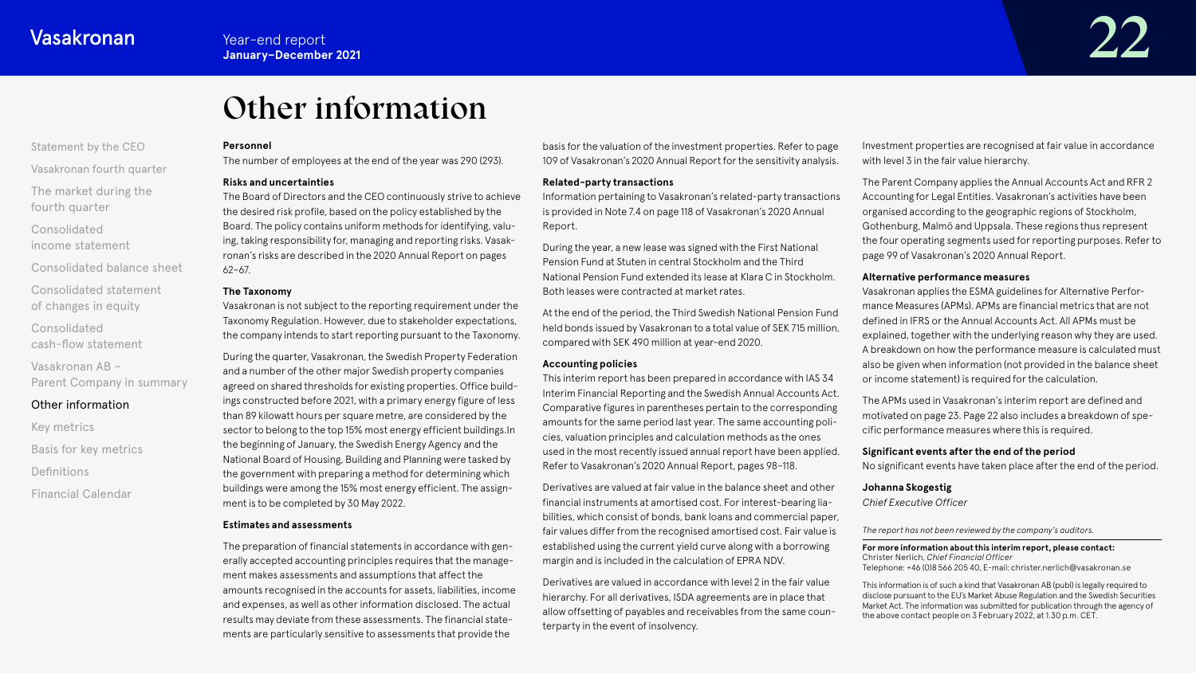# Other information

**Personnel**

The number of employees at the end of the year was 290 (293).

**Risks and uncertainties**

The Board of Directors and the CEO continuously strive to achieve the desired risk profile, based on the policy established by the Board. The policy contains uniform methods for identifying, valuing, taking responsibility for, managing and reporting risks. Vasakronan's risks are described in the 2020 Annual Report on pages 62–67.

**The Taxonomy**

Vasakronan is not subject to the reporting requirement under the Taxonomy Regulation. However, due to stakeholder expectations, the company intends to start reporting pursuant to the Taxonomy.

During the quarter, Vasakronan, the Swedish Property Federation and a number of the other major Swedish property companies agreed on shared thresholds for existing properties. Office buildings constructed before 2021, with a primary energy figure of less than 89 kilowatt hours per square metre, are considered by the sector to belong to the top 15% most energy efficient buildings.In the beginning of January, the Swedish Energy Agency and the National Board of Housing, Building and Planning were tasked by the government with preparing a method for determining which buildings were among the 15% most energy efficient. The assignment is to be completed by 30 May 2022.

**Estimates and assessments**

The preparation of financial statements in accordance with generally accepted accounting principles requires that the management makes assessments and assumptions that affect the amounts recognised in the accounts for assets, liabilities, income and expenses, as well as other information disclosed. The actual results may deviate from these assessments. The financial statements are particularly sensitive to assessments that provide the basis for the valuation of the investment properties. Refer to page 109 of Vasakronan's 2020 Annual Report for the sensitivity analysis.

**Related-party transactions**

Information pertaining to Vasakronan's related-party transactions is provided in Note 7.4 on page 118 of Vasakronan's 2020 Annual Report.

During the year, a new lease was signed with the First National Pension Fund at Stuten in central Stockholm and the Third National Pension Fund extended its lease at Klara C in Stockholm. Both leases were contracted at market rates.

At the end of the period, the Third Swedish National Pension Fund held bonds issued by Vasakronan to a total value of SEK 715 million, compared with SEK 490 million at year-end 2020.

**Accounting policies**

This interim report has been prepared in accordance with IAS 34 Interim Financial Reporting and the Swedish Annual Accounts Act. Comparative figures in parentheses pertain to the corresponding amounts for the same period last year. The same accounting policies, valuation principles and calculation methods as the ones used in the most recently issued annual report have been applied. Refer to Vasakronan's 2020 Annual Report, pages 98–118.

Derivatives are valued at fair value in the balance sheet and other financial instruments at amortised cost. For interest-bearing liabilities, which consist of bonds, bank loans and commercial paper, fair values differ from the recognised amortised cost. Fair value is established using the current yield curve along with a borrowing margin and is included in the calculation of EPRA NDV.

Derivatives are valued in accordance with level 2 in the fair value hierarchy. For all derivatives, ISDA agreements are in place that allow offsetting of payables and receivables from the same counterparty in the event of insolvency.

Investment properties are recognised at fair value in accordance with level 3 in the fair value hierarchy.

The Parent Company applies the Annual Accounts Act and RFR 2 Accounting for Legal Entities. Vasakronan's activities have been organised according to the geographic regions of Stockholm, Gothenburg, Malmö and Uppsala. These regions thus represent the four operating segments used for reporting purposes. Refer to page 99 of Vasakronan's 2020 Annual Report.

**Alternative performance measures**

Vasakronan applies the ESMA guidelines for Alternative Performance Measures (APMs). APMs are financial metrics that are not defined in IFRS or the Annual Accounts Act. All APMs must be explained, together with the underlying reason why they are used. A breakdown on how the performance measure is calculated must also be given when information (not provided in the balance sheet or income statement) is required for the calculation.

The APMs used in Vasakronan's interim report are defined and motivated on page 23. Page 22 also includes a breakdown of specific performance measures where this is required.

**Significant events after the end of the period**

No significant events have taken place after the end of the period.

**Johanna Skogestig**
*Chief Executive Officer*

*The report has not been reviewed by the company's auditors.*

**For more information about this interim report, please contact:**
Christer Nerlich, *Chief Financial Officer*
Telephone: +46 (0)8 566 205 40, E-mail: christer.nerlich@vasakronan.se

This information is of such a kind that Vasakronan AB (publ) is legally required to disclose pursuant to the EU's Market Abuse Regulation and the Swedish Securities Market Act. The information was submitted for publication through the agency of the above contact people on 3 February 2022, at 1.30 p.m. CET.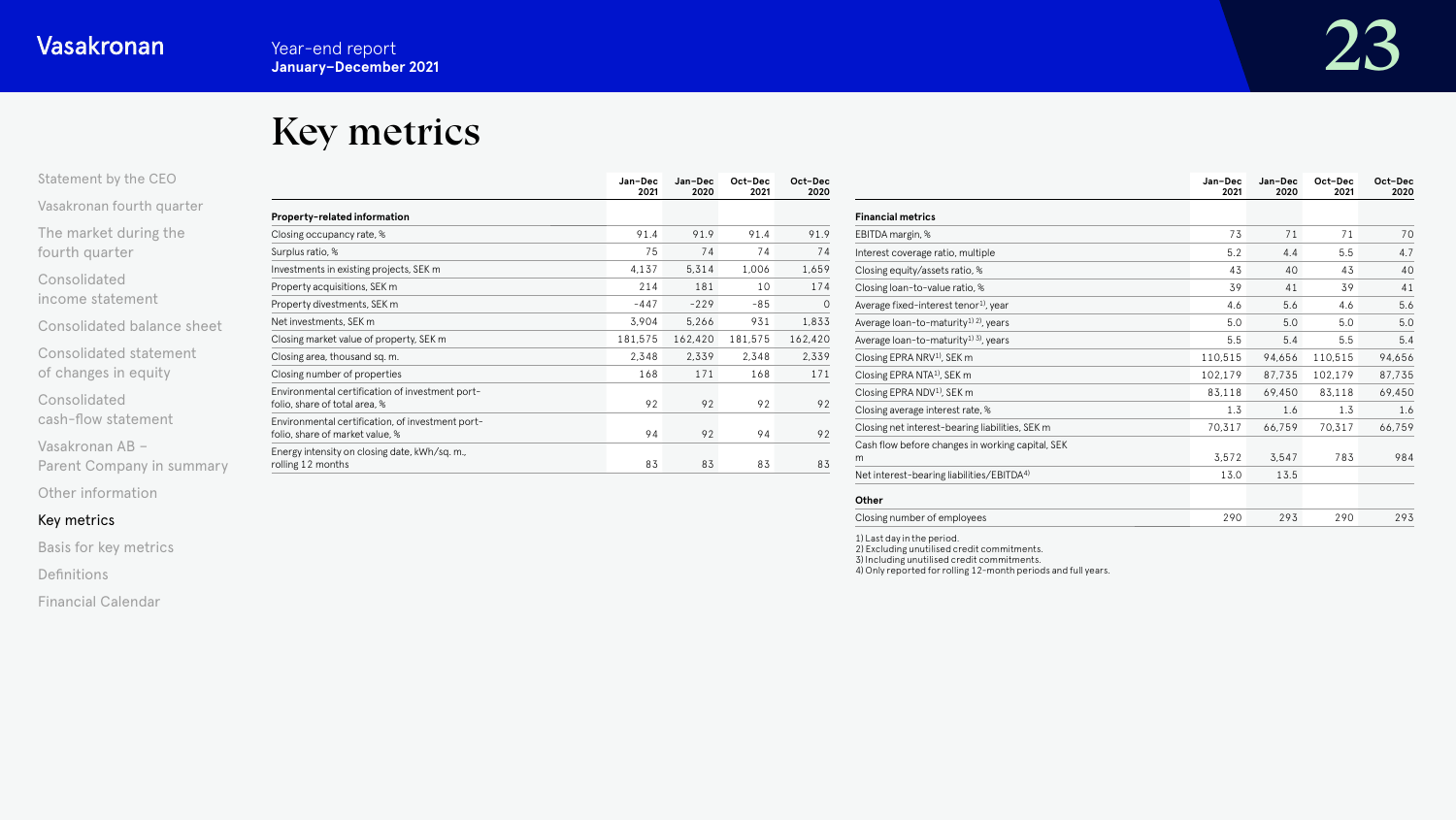# Key metrics

| | Jan–Dec 2021 | Jan–Dec 2020 | Oct–Dec 2021 | Oct–Dec 2020 |
|---|---|---|---|---|
| **Property-related information** | | | | |
| Closing occupancy rate, % | 91.4 | 91.9 | 91.4 | 91.9 |
| Surplus ratio, % | 75 | 74 | 74 | 74 |
| Investments in existing projects, SEK m | 4,137 | 5,314 | 1,006 | 1,659 |
| Property acquisitions, SEK m | 214 | 181 | 10 | 174 |
| Property divestments, SEK m | -447 | -229 | -85 | 0 |
| Net investments, SEK m | 3,904 | 5,266 | 931 | 1,833 |
| Closing market value of property, SEK m | 181,575 | 162,420 | 181,575 | 162,420 |
| Closing area, thousand sq. m. | 2,348 | 2,339 | 2,348 | 2,339 |
| Closing number of properties | 168 | 171 | 168 | 171 |
| Environmental certification of investment portfolio, share of total area, % | 92 | 92 | 92 | 92 |
| Environmental certification, of investment portfolio, share of market value, % | 94 | 92 | 94 | 92 |
| Energy intensity on closing date, kWh/sq. m., rolling 12 months | 83 | 83 | 83 | 83 |

| | Jan–Dec 2021 | Jan–Dec 2020 | Oct–Dec 2021 | Oct–Dec 2020 |
|---|---|---|---|---|
| **Financial metrics** | | | | |
| EBITDA margin, % | 73 | 71 | 71 | 70 |
| Interest coverage ratio, multiple | 5.2 | 4.4 | 5.5 | 4.7 |
| Closing equity/assets ratio, % | 43 | 40 | 43 | 40 |
| Closing loan-to-value ratio, % | 39 | 41 | 39 | 41 |
| Average fixed-interest tenor[1], year | 4.6 | 5.6 | 4.6 | 5.6 |
| Average loan-to-maturity[1] [2], years | 5.0 | 5.0 | 5.0 | 5.0 |
| Average loan-to-maturity[1] [3], years | 5.5 | 5.4 | 5.5 | 5.4 |
| Closing EPRA NRV[1], SEK m | 110,515 | 94,656 | 110,515 | 94,656 |
| Closing EPRA NTA[1], SEK m | 102,179 | 87,735 | 102,179 | 87,735 |
| Closing EPRA NDV[1], SEK m | 83,118 | 69,450 | 83,118 | 69,450 |
| Closing average interest rate, % | 1.3 | 1.6 | 1.3 | 1.6 |
| Closing net interest-bearing liabilities, SEK m | 70,317 | 66,759 | 70,317 | 66,759 |
| Cash flow before changes in working capital, SEK m | 3,572 | 3,547 | 783 | 984 |
| Net interest-bearing liabilities/EBITDA[4] | 13.0 | 13.5 | | |
| **Other** | | | | |
| Closing number of employees | 290 | 293 | 290 | 293 |

1) Last day in the period.
2) Excluding unutilised credit commitments.
3) Including unutilised credit commitments.
4) Only reported for rolling 12-month periods and full years.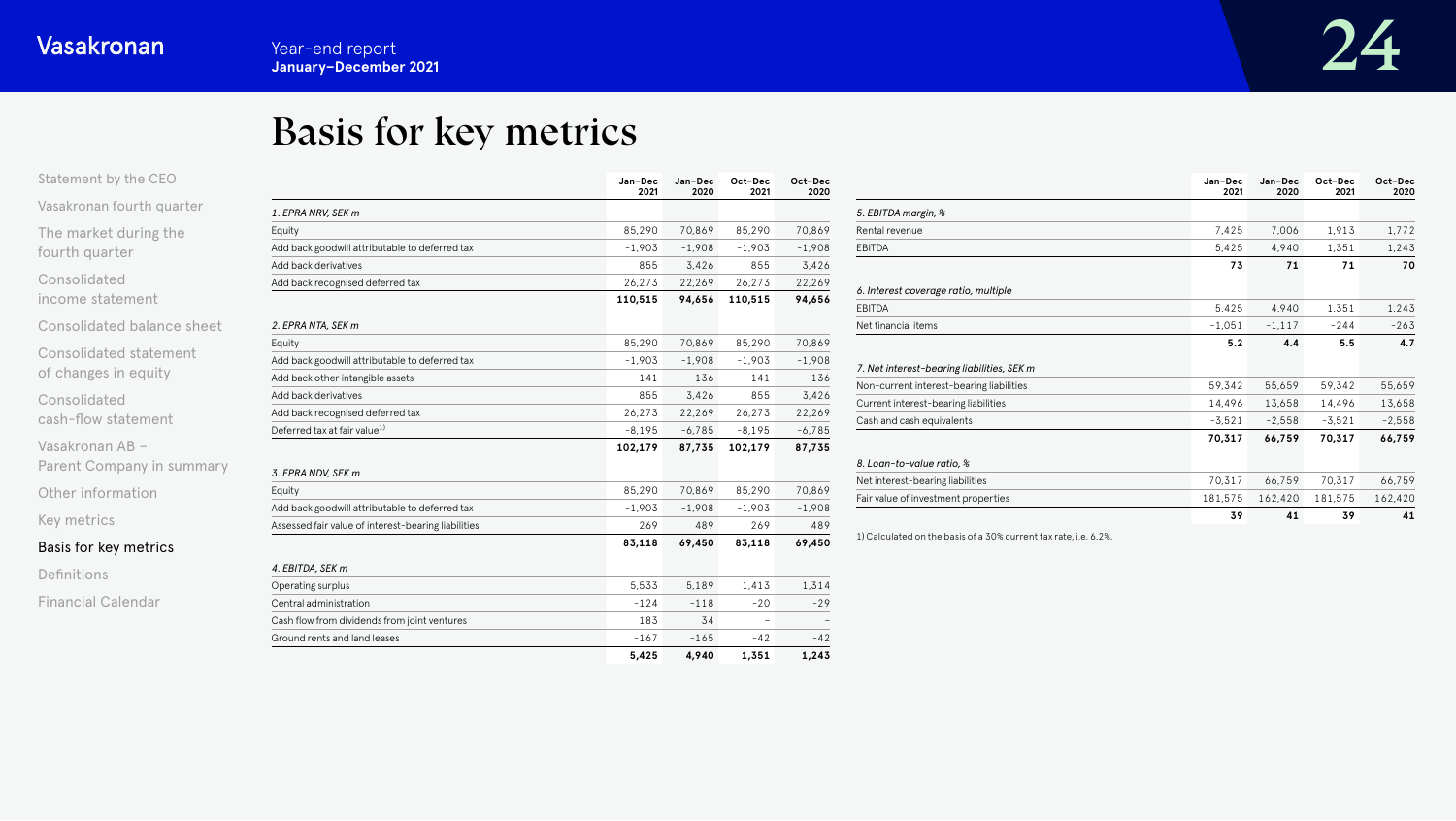# Basis for key metrics

| | Jan–Dec 2021 | Jan–Dec 2020 | Oct–Dec 2021 | Oct–Dec 2020 |
|---|---|---|---|---|
| *1. EPRA NRV, SEK m* | | | | |
| Equity | 85,290 | 70,869 | 85,290 | 70,869 |
| Add back goodwill attributable to deferred tax | -1,903 | -1,908 | -1,903 | -1,908 |
| Add back derivatives | 855 | 3,426 | 855 | 3,426 |
| Add back recognised deferred tax | 26,273 | 22,269 | 26,273 | 22,269 |
| | **110,515** | **94,656** | **110,515** | **94,656** |
| *2. EPRA NTA, SEK m* | | | | |
| Equity | 85,290 | 70,869 | 85,290 | 70,869 |
| Add back goodwill attributable to deferred tax | -1,903 | -1,908 | -1,903 | -1,908 |
| Add back other intangible assets | -141 | -136 | -141 | -136 |
| Add back derivatives | 855 | 3,426 | 855 | 3,426 |
| Add back recognised deferred tax | 26,273 | 22,269 | 26,273 | 22,269 |
| Deferred tax at fair value[1] | -8,195 | -6,785 | -8,195 | -6,785 |
| | **102,179** | **87,735** | **102,179** | **87,735** |
| *3. EPRA NDV, SEK m* | | | | |
| Equity | 85,290 | 70,869 | 85,290 | 70,869 |
| Add back goodwill attributable to deferred tax | -1,903 | -1,908 | -1,903 | -1,908 |
| Assessed fair value of interest-bearing liabilities | 269 | 489 | 269 | 489 |
| | **83,118** | **69,450** | **83,118** | **69,450** |
| *4. EBITDA, SEK m* | | | | |
| Operating surplus | 5,533 | 5,189 | 1,413 | 1,314 |
| Central administration | -124 | -118 | -20 | -29 |
| Cash flow from dividends from joint ventures | 183 | 34 | – | – |
| Ground rents and land leases | -167 | -165 | -42 | -42 |
| | **5,425** | **4,940** | **1,351** | **1,243** |

| | Jan–Dec 2021 | Jan–Dec 2020 | Oct–Dec 2021 | Oct–Dec 2020 |
|---|---|---|---|---|
| *5. EBITDA margin, %* | | | | |
| Rental revenue | 7,425 | 7,006 | 1,913 | 1,772 |
| EBITDA | 5,425 | 4,940 | 1,351 | 1,243 |
| | **73** | **71** | **71** | **70** |
| *6. Interest coverage ratio, multiple* | | | | |
| EBITDA | 5,425 | 4,940 | 1,351 | 1,243 |
| Net financial items | -1,051 | -1,117 | -244 | -263 |
| | **5.2** | **4.4** | **5.5** | **4.7** |
| *7. Net interest-bearing liabilities, SEK m* | | | | |
| Non-current interest-bearing liabilities | 59,342 | 55,659 | 59,342 | 55,659 |
| Current interest-bearing liabilities | 14,496 | 13,658 | 14,496 | 13,658 |
| Cash and cash equivalents | -3,521 | -2,558 | -3,521 | -2,558 |
| | **70,317** | **66,759** | **70,317** | **66,759** |
| *8. Loan-to-value ratio, %* | | | | |
| Net interest-bearing liabilities | 70,317 | 66,759 | 70,317 | 66,759 |
| Fair value of investment properties | 181,575 | 162,420 | 181,575 | 162,420 |
| | **39** | **41** | **39** | **41** |

1) Calculated on the basis of a 30% current tax rate, i.e. 6.2%.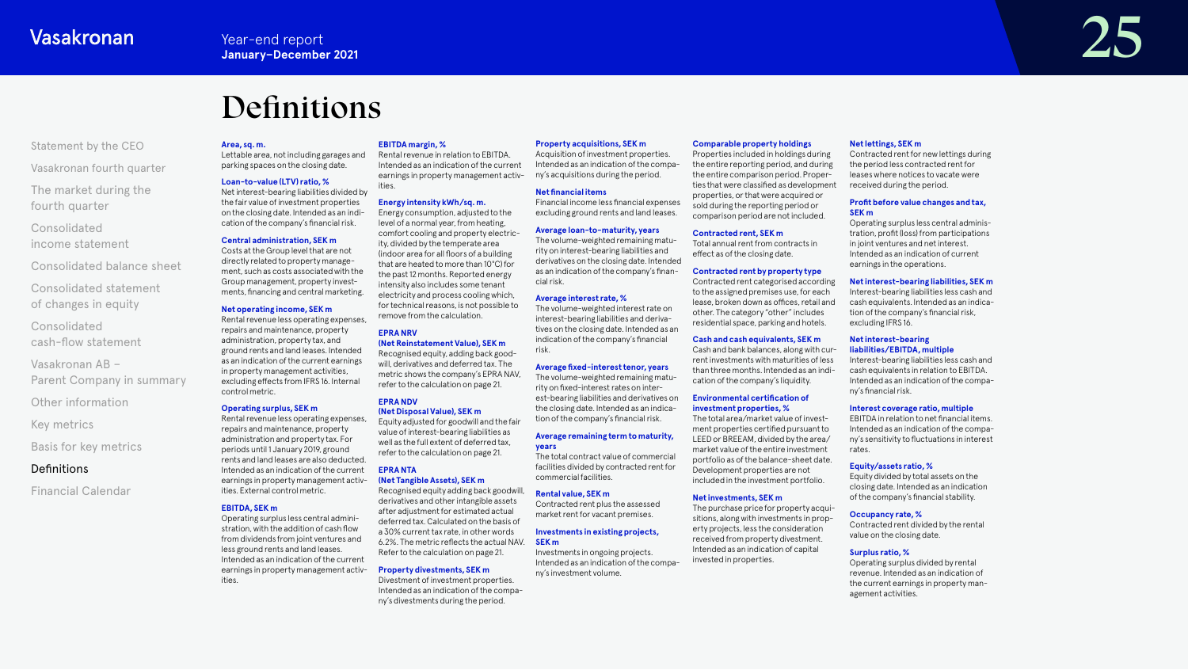# Definitions

**Area, sq. m.**
Lettable area, not including garages and parking spaces on the closing date.

**Loan-to-value (LTV) ratio, %**
Net interest-bearing liabilities divided by the fair value of investment properties on the closing date. Intended as an indication of the company's financial risk.

**Central administration, SEK m**
Costs at the Group level that are not directly related to property management, such as costs associated with the Group management, property investments, financing and central marketing.

**Net operating income, SEK m**
Rental revenue less operating expenses, repairs and maintenance, property administration, property tax, and ground rents and land leases. Intended as an indication of the current earnings in property management activities, excluding effects from IFRS 16. Internal control metric.

**Operating surplus, SEK m**
Rental revenue less operating expenses, repairs and maintenance, property administration and property tax. For periods until 1 January 2019, ground rents and land leases are also deducted. Intended as an indication of the current earnings in property management activities. External control metric.

**EBITDA, SEK m**
Operating surplus less central administration, with the addition of cash flow from dividends from joint ventures and less ground rents and land leases. Intended as an indication of the current earnings in property management activities.

**EBITDA margin, %**
Rental revenue in relation to EBITDA. Intended as an indication of the current earnings in property management activities.

**Energy intensity kWh/sq. m.**
Energy consumption, adjusted to the level of a normal year, from heating, comfort cooling and property electricity, divided by the temperate area (indoor area for all floors of a building that are heated to more than 10°C) for the past 12 months. Reported energy intensity also includes some tenant electricity and process cooling which, for technical reasons, is not possible to remove from the calculation.

**EPRA NRV**
**(Net Reinstatement Value), SEK m**
Recognised equity, adding back goodwill, derivatives and deferred tax. The metric shows the company's EPRA NAV, refer to the calculation on page 21.

**EPRA NDV**
**(Net Disposal Value), SEK m**
Equity adjusted for goodwill and the fair value of interest-bearing liabilities as well as the full extent of deferred tax, refer to the calculation on page 21.

**EPRA NTA**
**(Net Tangible Assets), SEK m**
Recognised equity adding back goodwill, derivatives and other intangible assets after adjustment for estimated actual deferred tax. Calculated on the basis of a 30% current tax rate, in other words 6.2%. The metric reflects the actual NAV. Refer to the calculation on page 21.

**Property divestments, SEK m**
Divestment of investment properties. Intended as an indication of the company's divestments during the period.

**Property acquisitions, SEK m**
Acquisition of investment properties. Intended as an indication of the company's acquisitions during the period.

**Net financial items**
Financial income less financial expenses excluding ground rents and land leases.

**Average loan-to-maturity, years**
The volume-weighted remaining maturity on interest-bearing liabilities and derivatives on the closing date. Intended as an indication of the company's financial risk.

**Average interest rate, %**
The volume-weighted interest rate on interest-bearing liabilities and derivatives on the closing date. Intended as an indication of the company's financial risk.

**Average fixed-interest tenor, years**
The volume-weighted remaining maturity on fixed-interest rates on interest-bearing liabilities and derivatives on the closing date. Intended as an indication of the company's financial risk.

**Average remaining term to maturity, years**
The total contract value of commercial facilities divided by contracted rent for commercial facilities.

**Rental value, SEK m**
Contracted rent plus the assessed market rent for vacant premises.

**Investments in existing projects, SEK m**
Investments in ongoing projects. Intended as an indication of the company's investment volume.

**Comparable property holdings**
Properties included in holdings during the entire reporting period, and during the entire comparison period. Properties that were classified as development properties, or that were acquired or sold during the reporting period or comparison period are not included.

**Contracted rent, SEK m**
Total annual rent from contracts in effect as of the closing date.

**Contracted rent by property type**
Contracted rent categorised according to the assigned premises use, for each lease, broken down as offices, retail and other. The category "other" includes residential space, parking and hotels.

**Cash and cash equivalents, SEK m**
Cash and bank balances, along with current investments with maturities of less than three months. Intended as an indication of the company's liquidity.

**Environmental certification of investment properties, %**
The total area/market value of investment properties certified pursuant to LEED or BREEAM, divided by the area/market value of the entire investment portfolio as of the balance-sheet date. Development properties are not included in the investment portfolio.

**Net investments, SEK m**
The purchase price for property acquisitions, along with investments in property projects, less the consideration received from property divestment. Intended as an indication of capital invested in properties.

**Net lettings, SEK m**
Contracted rent for new lettings during the period less contracted rent for leases where notices to vacate were received during the period.

**Profit before value changes and tax, SEK m**
Operating surplus less central administration, profit (loss) from participations in joint ventures and net interest. Intended as an indication of current earnings in the operations.

**Net interest-bearing liabilities, SEK m**
Interest-bearing liabilities less cash and cash equivalents. Intended as an indication of the company's financial risk, excluding IFRS 16.

**Net interest-bearing liabilities/EBITDA, multiple**
Interest-bearing liabilities less cash and cash equivalents in relation to EBITDA. Intended as an indication of the company's financial risk.

**Interest coverage ratio, multiple**
EBITDA in relation to net financial items. Intended as an indication of the company's sensitivity to fluctuations in interest rates.

**Equity/assets ratio, %**
Equity divided by total assets on the closing date. Intended as an indication of the company's financial stability.

**Occupancy rate, %**
Contracted rent divided by the rental value on the closing date.

**Surplus ratio, %**
Operating surplus divided by rental revenue. Intended as an indication of the current earnings in property management activities.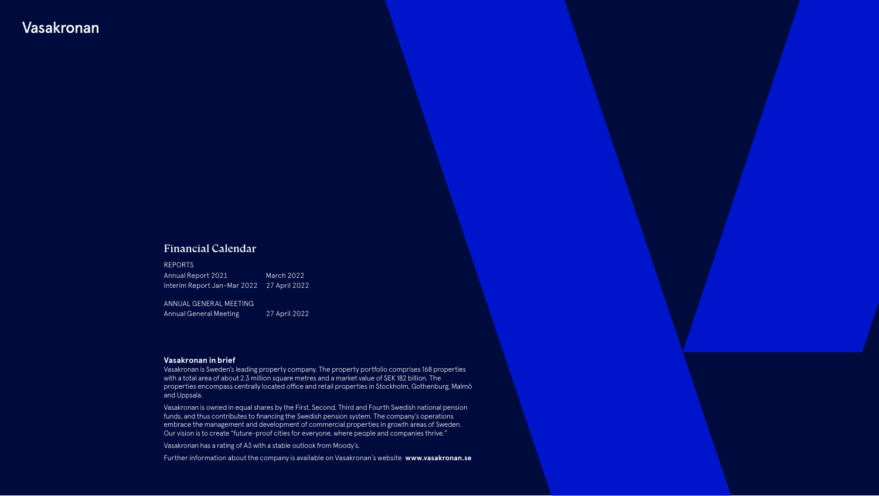Vasakronan

## Financial Calendar

| | |
|---|---|
| REPORTS | |
| Annual Report 2021 | March 2022 |
| Interim Report Jan–Mar 2022 | 27 April 2022 |
| ANNUAL GENERAL MEETING | |
| Annual General Meeting | 27 April 2022 |

**Vasakronan in brief**

Vasakronan is Sweden's leading property company. The property portfolio comprises 168 properties with a total area of about 2.3 million square metres and a market value of SEK 182 billion. The properties encompass centrally located office and retail properties in Stockholm, Gothenburg, Malmö and Uppsala.

Vasakronan is owned in equal shares by the First, Second, Third and Fourth Swedish national pension funds, and thus contributes to financing the Swedish pension system. The company's operations embrace the management and development of commercial properties in growth areas of Sweden. Our vision is to create "future-proof cities for everyone, where people and companies thrive."

Vasakronan has a rating of A3 with a stable outlook from Moody's.

Further information about the company is available on Vasakronan's website **www.vasakronan.se**